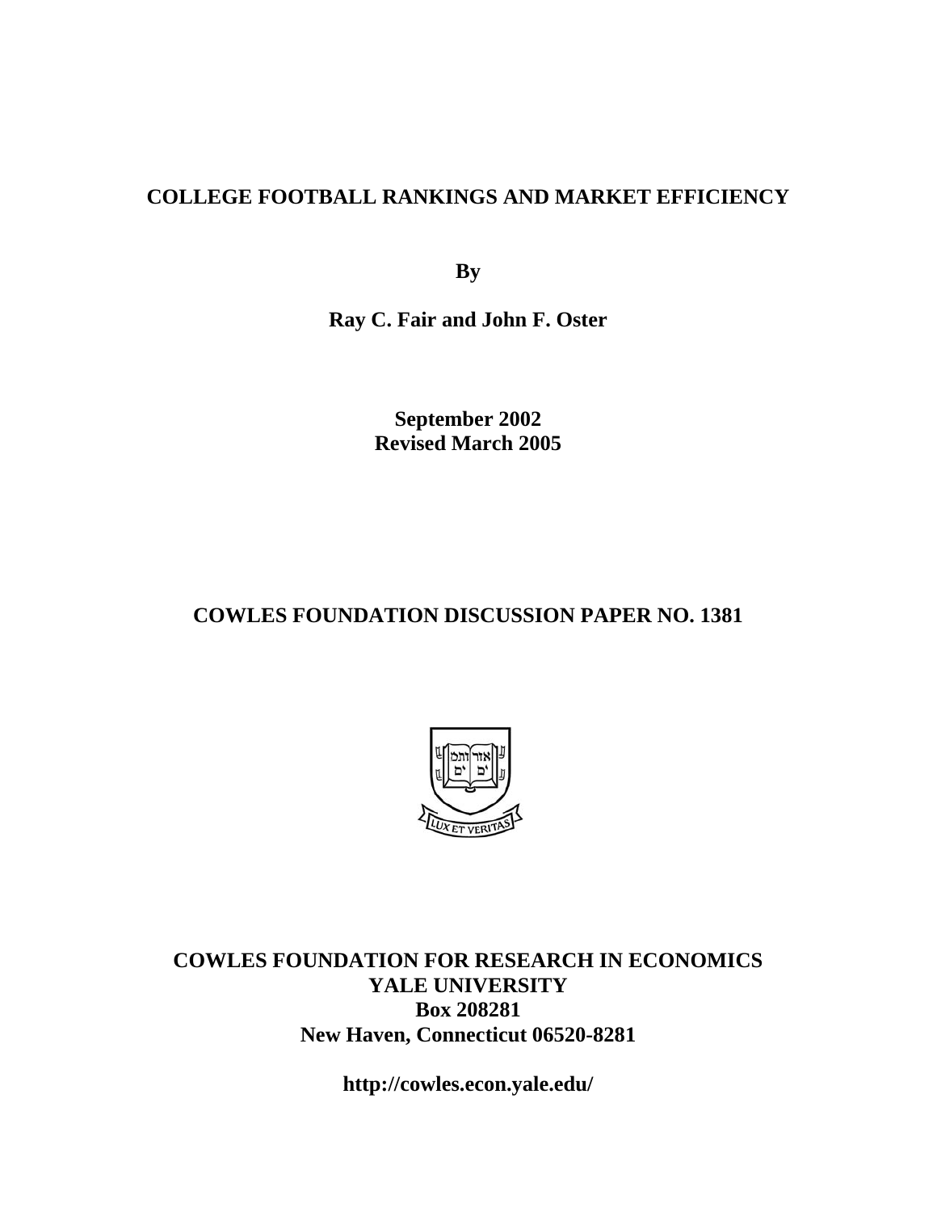# COLLEGE FOOTBALL RANKINGS AND MARKET EFFICIENCY

**By**

**Ray C. Fair and John F. Oster**

**September 2002**
**Revised March 2005**

**COWLES FOUNDATION DISCUSSION PAPER NO. 1381**

**COWLES FOUNDATION FOR RESEARCH IN ECONOMICS**
**YALE UNIVERSITY**
**Box 208281**
**New Haven, Connecticut 06520-8281**

**http://cowles.econ.yale.edu/**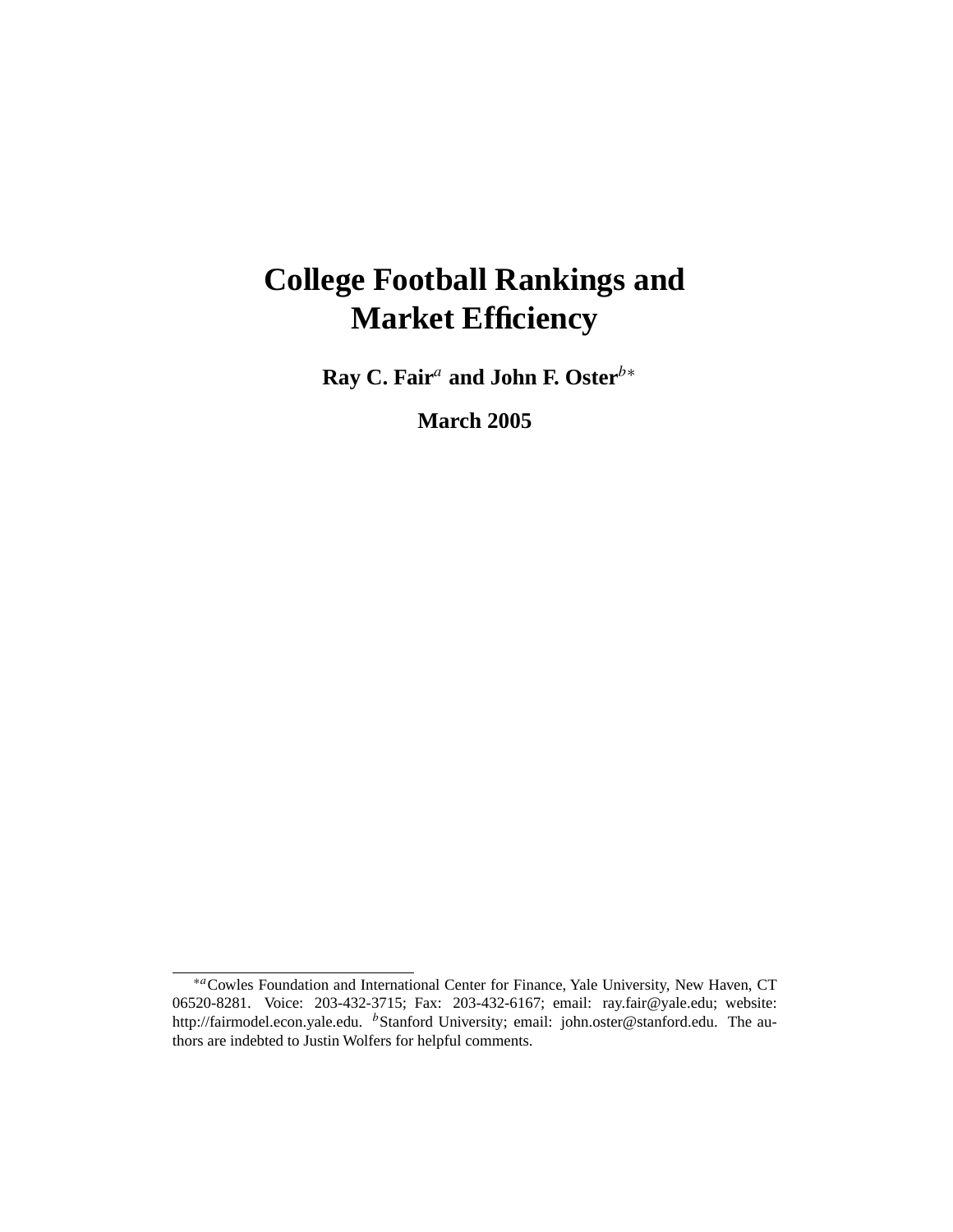# College Football Rankings and Market Efficiency

**Ray C. Fair[a] and John F. Oster[b*]**

**March 2005**

---

[*a] Cowles Foundation and International Center for Finance, Yale University, New Haven, CT 06520-8281. Voice: 203-432-3715; Fax: 203-432-6167; email: ray.fair@yale.edu; website: http://fairmodel.econ.yale.edu. [b] Stanford University; email: john.oster@stanford.edu. The authors are indebted to Justin Wolfers for helpful comments.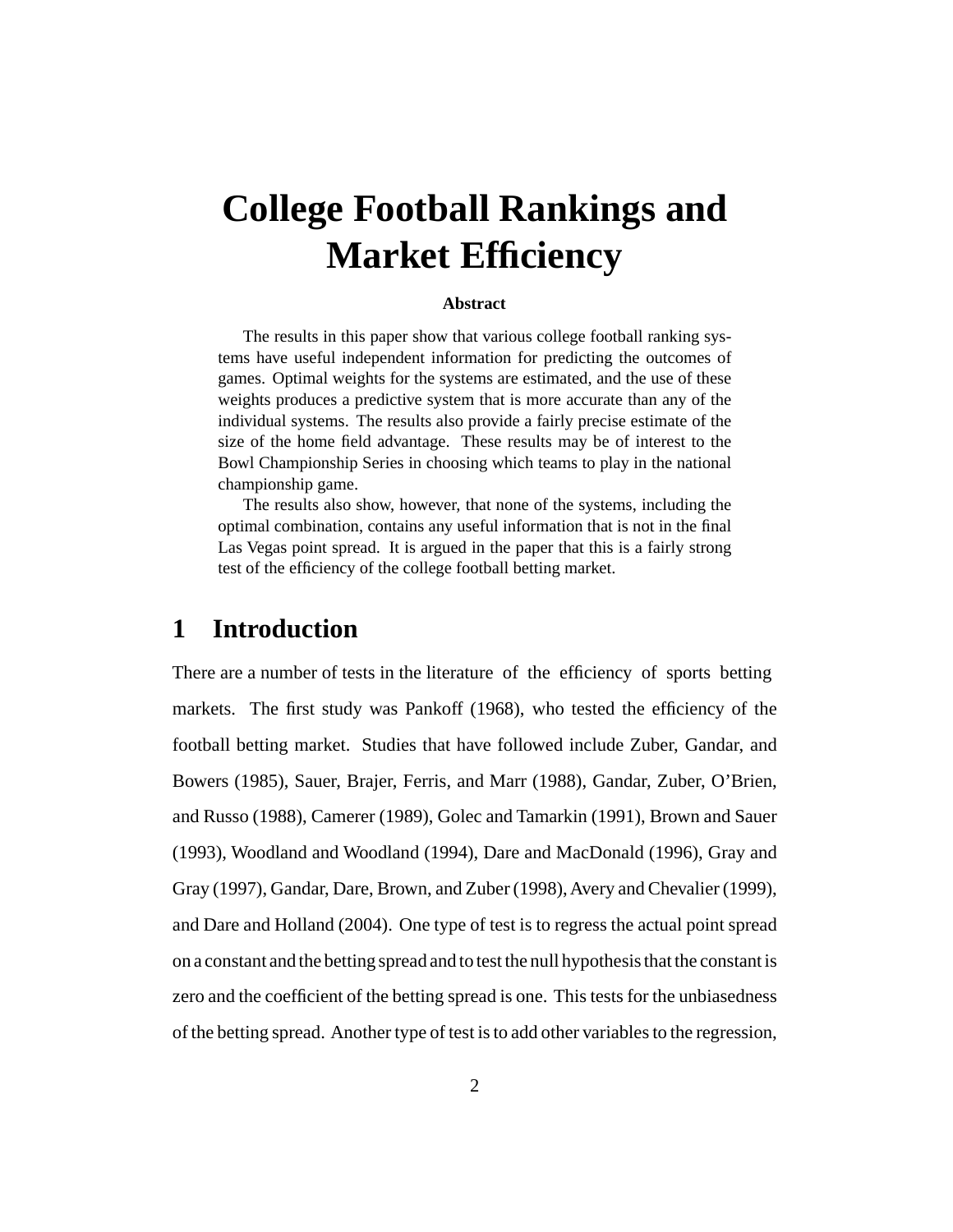# College Football Rankings and Market Efficiency

**Abstract**

The results in this paper show that various college football ranking systems have useful independent information for predicting the outcomes of games. Optimal weights for the systems are estimated, and the use of these weights produces a predictive system that is more accurate than any of the individual systems. The results also provide a fairly precise estimate of the size of the home field advantage. These results may be of interest to the Bowl Championship Series in choosing which teams to play in the national championship game.

The results also show, however, that none of the systems, including the optimal combination, contains any useful information that is not in the final Las Vegas point spread. It is argued in the paper that this is a fairly strong test of the efficiency of the college football betting market.

## 1 Introduction

There are a number of tests in the literature of the efficiency of sports betting markets. The first study was Pankoff (1968), who tested the efficiency of the football betting market. Studies that have followed include Zuber, Gandar, and Bowers (1985), Sauer, Brajer, Ferris, and Marr (1988), Gandar, Zuber, O'Brien, and Russo (1988), Camerer (1989), Golec and Tamarkin (1991), Brown and Sauer (1993), Woodland and Woodland (1994), Dare and MacDonald (1996), Gray and Gray (1997), Gandar, Dare, Brown, and Zuber (1998), Avery and Chevalier (1999), and Dare and Holland (2004). One type of test is to regress the actual point spread on a constant and the betting spread and to test the null hypothesis that the constant is zero and the coefficient of the betting spread is one. This tests for the unbiasedness of the betting spread. Another type of test is to add other variables to the regression,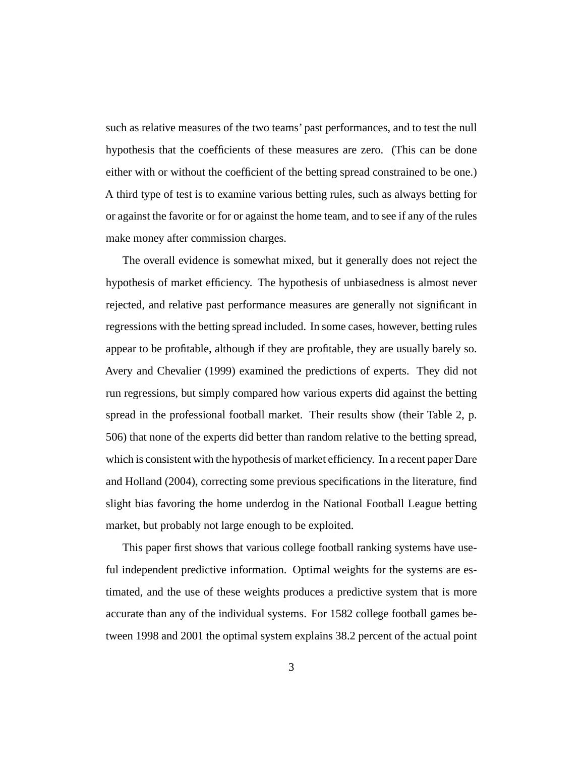such as relative measures of the two teams' past performances, and to test the null hypothesis that the coefficients of these measures are zero. (This can be done either with or without the coefficient of the betting spread constrained to be one.) A third type of test is to examine various betting rules, such as always betting for or against the favorite or for or against the home team, and to see if any of the rules make money after commission charges.

The overall evidence is somewhat mixed, but it generally does not reject the hypothesis of market efficiency. The hypothesis of unbiasedness is almost never rejected, and relative past performance measures are generally not significant in regressions with the betting spread included. In some cases, however, betting rules appear to be profitable, although if they are profitable, they are usually barely so. Avery and Chevalier (1999) examined the predictions of experts. They did not run regressions, but simply compared how various experts did against the betting spread in the professional football market. Their results show (their Table 2, p. 506) that none of the experts did better than random relative to the betting spread, which is consistent with the hypothesis of market efficiency. In a recent paper Dare and Holland (2004), correcting some previous specifications in the literature, find slight bias favoring the home underdog in the National Football League betting market, but probably not large enough to be exploited.

This paper first shows that various college football ranking systems have useful independent predictive information. Optimal weights for the systems are estimated, and the use of these weights produces a predictive system that is more accurate than any of the individual systems. For 1582 college football games between 1998 and 2001 the optimal system explains 38.2 percent of the actual point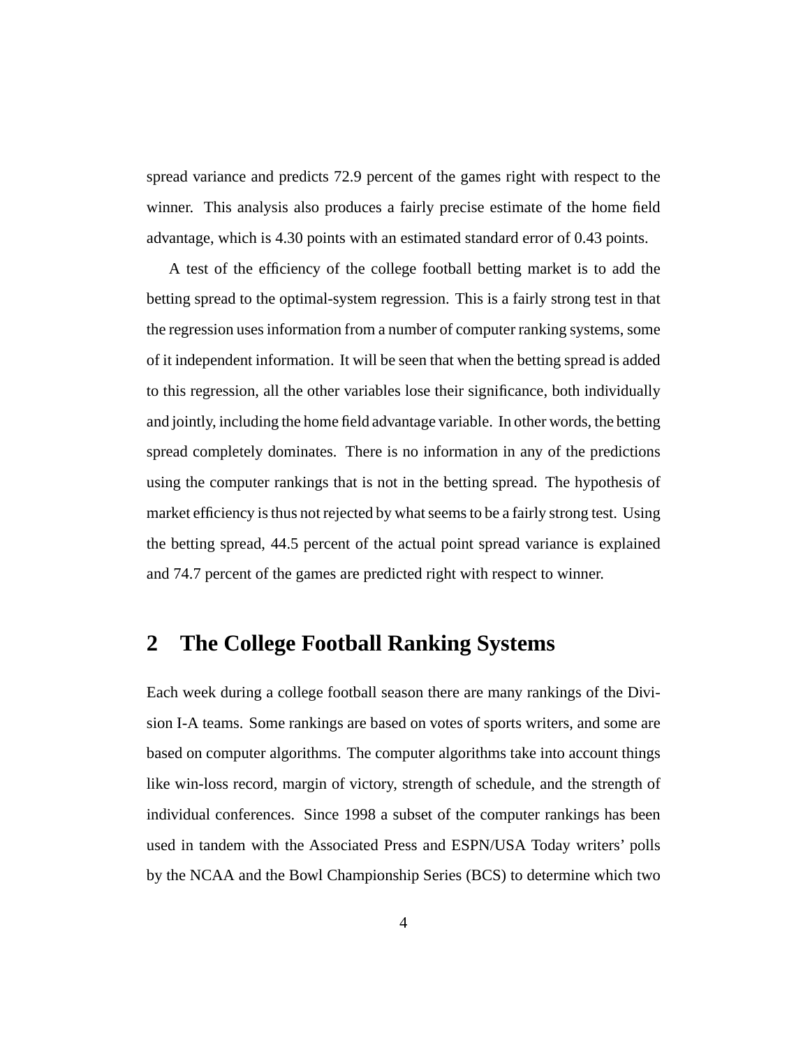spread variance and predicts 72.9 percent of the games right with respect to the winner. This analysis also produces a fairly precise estimate of the home field advantage, which is 4.30 points with an estimated standard error of 0.43 points.

A test of the efficiency of the college football betting market is to add the betting spread to the optimal-system regression. This is a fairly strong test in that the regression uses information from a number of computer ranking systems, some of it independent information. It will be seen that when the betting spread is added to this regression, all the other variables lose their significance, both individually and jointly, including the home field advantage variable. In other words, the betting spread completely dominates. There is no information in any of the predictions using the computer rankings that is not in the betting spread. The hypothesis of market efficiency is thus not rejected by what seems to be a fairly strong test. Using the betting spread, 44.5 percent of the actual point spread variance is explained and 74.7 percent of the games are predicted right with respect to winner.

## 2 The College Football Ranking Systems

Each week during a college football season there are many rankings of the Division I-A teams. Some rankings are based on votes of sports writers, and some are based on computer algorithms. The computer algorithms take into account things like win-loss record, margin of victory, strength of schedule, and the strength of individual conferences. Since 1998 a subset of the computer rankings has been used in tandem with the Associated Press and ESPN/USA Today writers' polls by the NCAA and the Bowl Championship Series (BCS) to determine which two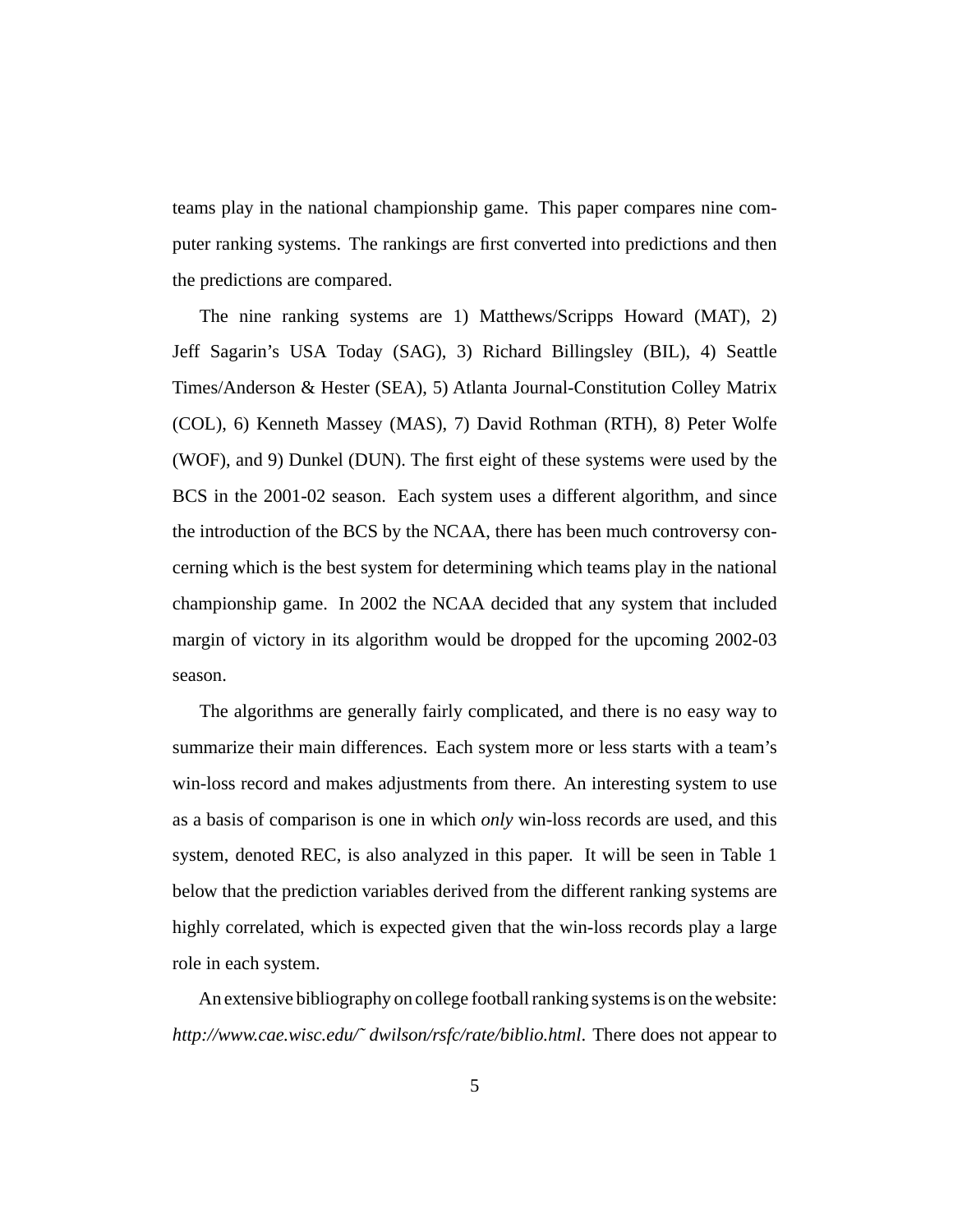teams play in the national championship game. This paper compares nine computer ranking systems. The rankings are first converted into predictions and then the predictions are compared.

The nine ranking systems are 1) Matthews/Scripps Howard (MAT), 2) Jeff Sagarin's USA Today (SAG), 3) Richard Billingsley (BIL), 4) Seattle Times/Anderson & Hester (SEA), 5) Atlanta Journal-Constitution Colley Matrix (COL), 6) Kenneth Massey (MAS), 7) David Rothman (RTH), 8) Peter Wolfe (WOF), and 9) Dunkel (DUN). The first eight of these systems were used by the BCS in the 2001-02 season. Each system uses a different algorithm, and since the introduction of the BCS by the NCAA, there has been much controversy concerning which is the best system for determining which teams play in the national championship game. In 2002 the NCAA decided that any system that included margin of victory in its algorithm would be dropped for the upcoming 2002-03 season.

The algorithms are generally fairly complicated, and there is no easy way to summarize their main differences. Each system more or less starts with a team's win-loss record and makes adjustments from there. An interesting system to use as a basis of comparison is one in which *only* win-loss records are used, and this system, denoted REC, is also analyzed in this paper. It will be seen in Table 1 below that the prediction variables derived from the different ranking systems are highly correlated, which is expected given that the win-loss records play a large role in each system.

An extensive bibliography on college football ranking systems is on the website: *http://www.cae.wisc.edu/~ dwilson/rsfc/rate/biblio.html*. There does not appear to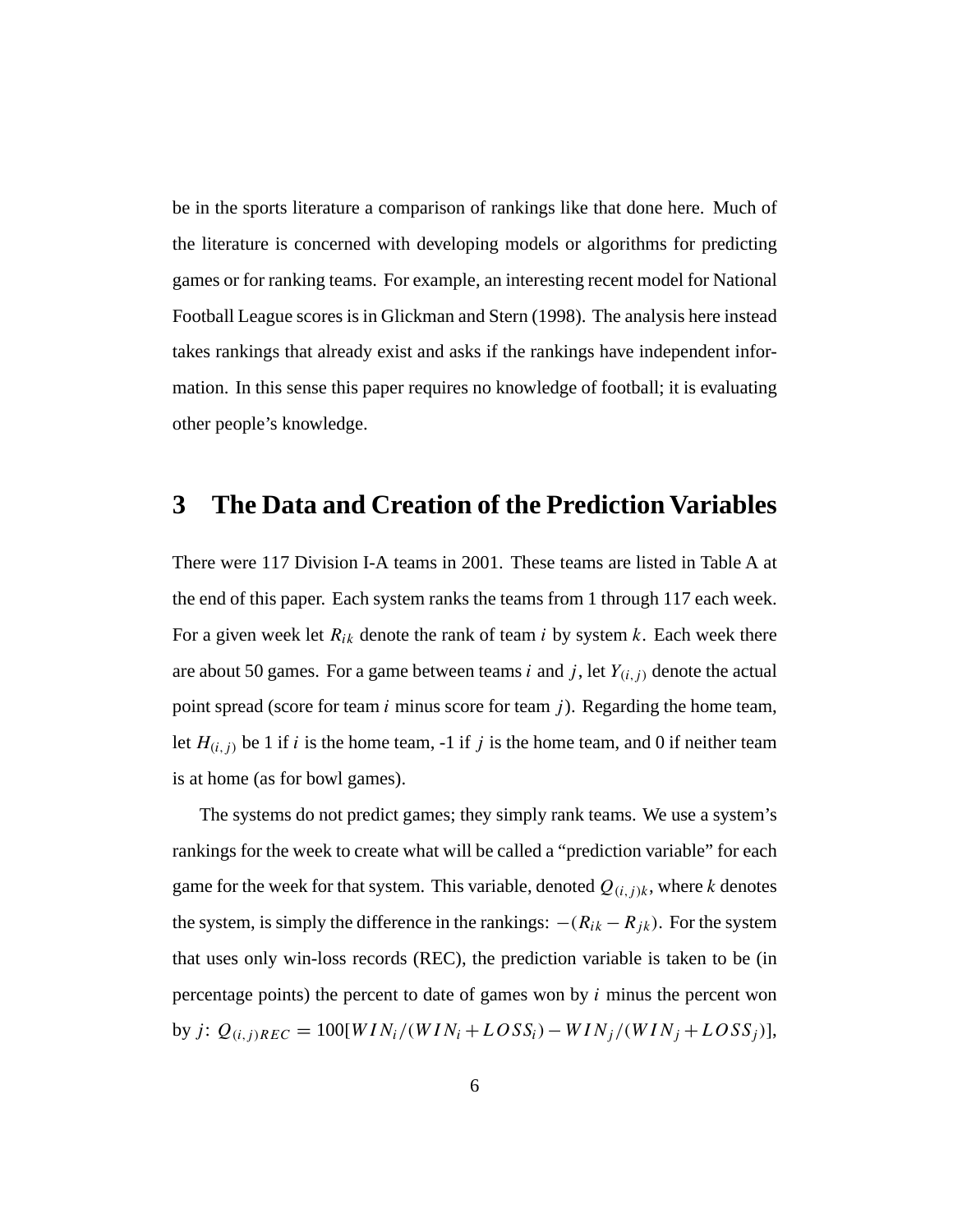be in the sports literature a comparison of rankings like that done here. Much of the literature is concerned with developing models or algorithms for predicting games or for ranking teams. For example, an interesting recent model for National Football League scores is in Glickman and Stern (1998). The analysis here instead takes rankings that already exist and asks if the rankings have independent information. In this sense this paper requires no knowledge of football; it is evaluating other people's knowledge.

# 3 The Data and Creation of the Prediction Variables

There were 117 Division I-A teams in 2001. These teams are listed in Table A at the end of this paper. Each system ranks the teams from 1 through 117 each week. For a given week let $R_{ik}$ denote the rank of team $i$ by system $k$. Each week there are about 50 games. For a game between teams $i$ and $j$, let $Y_{(i,j)}$ denote the actual point spread (score for team $i$ minus score for team $j$). Regarding the home team, let $H_{(i,j)}$ be 1 if $i$ is the home team, -1 if $j$ is the home team, and 0 if neither team is at home (as for bowl games).

The systems do not predict games; they simply rank teams. We use a system's rankings for the week to create what will be called a "prediction variable" for each game for the week for that system. This variable, denoted $Q_{(i,j)k}$, where $k$ denotes the system, is simply the difference in the rankings: $-(R_{ik} - R_{jk})$. For the system that uses only win-loss records (REC), the prediction variable is taken to be (in percentage points) the percent to date of games won by $i$ minus the percent won by $j$: $Q_{(i,j)REC} = 100[WIN_i/(WIN_i + LOSS_i) - WIN_j/(WIN_j + LOSS_j)]$,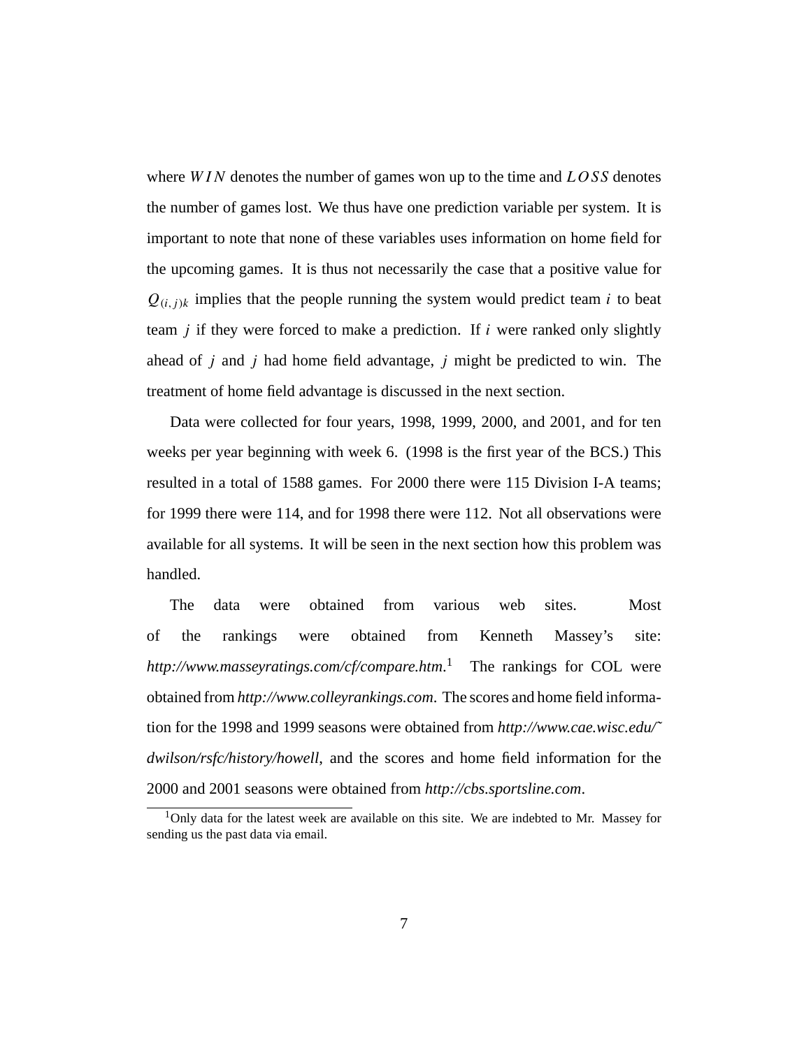where $WIN$ denotes the number of games won up to the time and $LOSS$ denotes the number of games lost. We thus have one prediction variable per system. It is important to note that none of these variables uses information on home field for the upcoming games. It is thus not necessarily the case that a positive value for $Q_{(i,j)k}$ implies that the people running the system would predict team $i$ to beat team $j$ if they were forced to make a prediction. If $i$ were ranked only slightly ahead of $j$ and $j$ had home field advantage, $j$ might be predicted to win. The treatment of home field advantage is discussed in the next section.

Data were collected for four years, 1998, 1999, 2000, and 2001, and for ten weeks per year beginning with week 6. (1998 is the first year of the BCS.) This resulted in a total of 1588 games. For 2000 there were 115 Division I-A teams; for 1999 there were 114, and for 1998 there were 112. Not all observations were available for all systems. It will be seen in the next section how this problem was handled.

The data were obtained from various web sites. Most of the rankings were obtained from Kenneth Massey's site: *http://www.masseyratings.com/cf/compare.htm*.[1] The rankings for COL were obtained from *http://www.colleyrankings.com*. The scores and home field information for the 1998 and 1999 seasons were obtained from *http://www.cae.wisc.edu/~dwilson/rsfc/history/howell*, and the scores and home field information for the 2000 and 2001 seasons were obtained from *http://cbs.sportsline.com*.

[1] Only data for the latest week are available on this site. We are indebted to Mr. Massey for sending us the past data via email.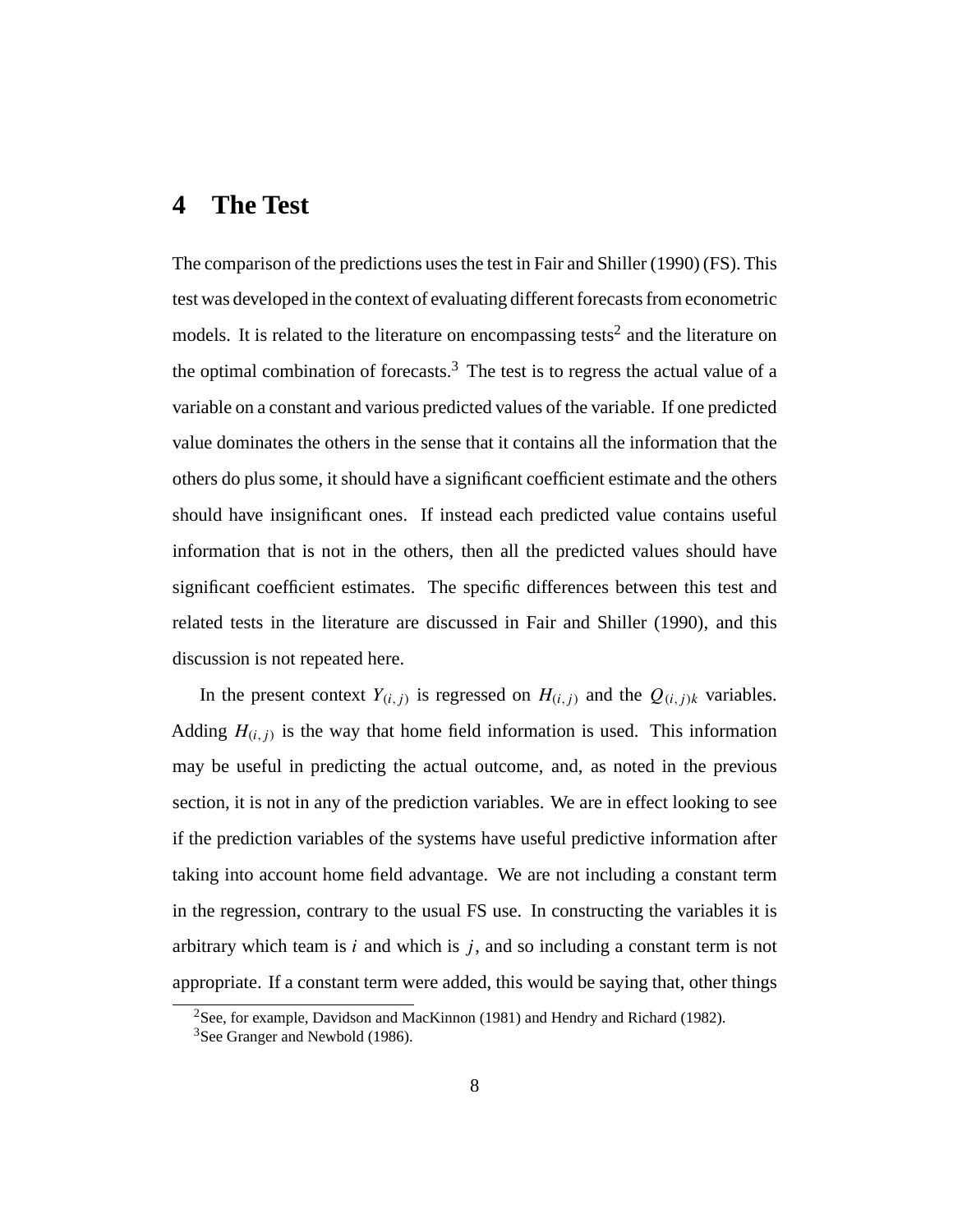# 4 The Test

The comparison of the predictions uses the test in Fair and Shiller (1990) (FS). This test was developed in the context of evaluating different forecasts from econometric models. It is related to the literature on encompassing tests[2] and the literature on the optimal combination of forecasts.[3] The test is to regress the actual value of a variable on a constant and various predicted values of the variable. If one predicted value dominates the others in the sense that it contains all the information that the others do plus some, it should have a significant coefficient estimate and the others should have insignificant ones. If instead each predicted value contains useful information that is not in the others, then all the predicted values should have significant coefficient estimates. The specific differences between this test and related tests in the literature are discussed in Fair and Shiller (1990), and this discussion is not repeated here.

In the present context $Y_{(i,j)}$ is regressed on $H_{(i,j)}$ and the $Q_{(i,j)k}$ variables. Adding $H_{(i,j)}$ is the way that home field information is used. This information may be useful in predicting the actual outcome, and, as noted in the previous section, it is not in any of the prediction variables. We are in effect looking to see if the prediction variables of the systems have useful predictive information after taking into account home field advantage. We are not including a constant term in the regression, contrary to the usual FS use. In constructing the variables it is arbitrary which team is $i$ and which is $j$, and so including a constant term is not appropriate. If a constant term were added, this would be saying that, other things

[2] See, for example, Davidson and MacKinnon (1981) and Hendry and Richard (1982).

[3] See Granger and Newbold (1986).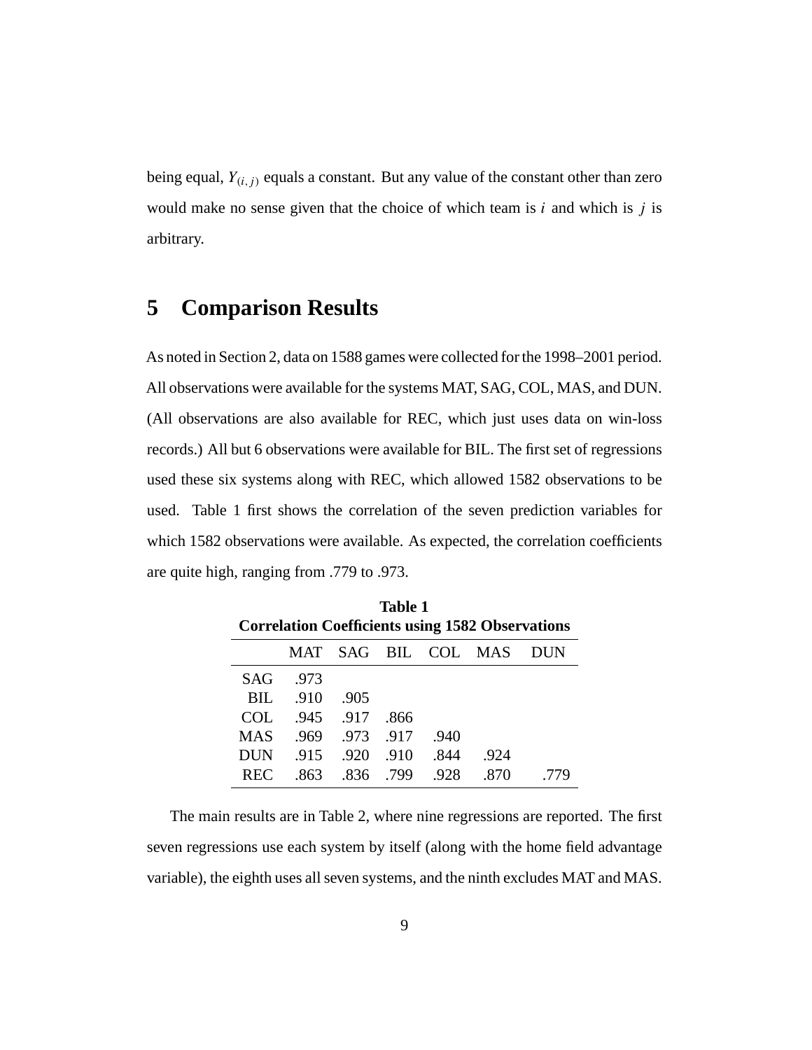being equal, $Y_{(i,j)}$ equals a constant. But any value of the constant other than zero would make no sense given that the choice of which team is $i$ and which is $j$ is arbitrary.

## 5 Comparison Results

As noted in Section 2, data on 1588 games were collected for the 1998–2001 period. All observations were available for the systems MAT, SAG, COL, MAS, and DUN. (All observations are also available for REC, which just uses data on win-loss records.) All but 6 observations were available for BIL. The first set of regressions used these six systems along with REC, which allowed 1582 observations to be used. Table 1 first shows the correlation of the seven prediction variables for which 1582 observations were available. As expected, the correlation coefficients are quite high, ranging from .779 to .973.

**Table 1**
**Correlation Coefficients using 1582 Observations**

| | MAT | SAG | BIL | COL | MAS | DUN |
|---|---|---|---|---|---|---|
| SAG | .973 | | | | | |
| BIL | .910 | .905 | | | | |
| COL | .945 | .917 | .866 | | | |
| MAS | .969 | .973 | .917 | .940 | | |
| DUN | .915 | .920 | .910 | .844 | .924 | |
| REC | .863 | .836 | .799 | .928 | .870 | .779 |

The main results are in Table 2, where nine regressions are reported. The first seven regressions use each system by itself (along with the home field advantage variable), the eighth uses all seven systems, and the ninth excludes MAT and MAS.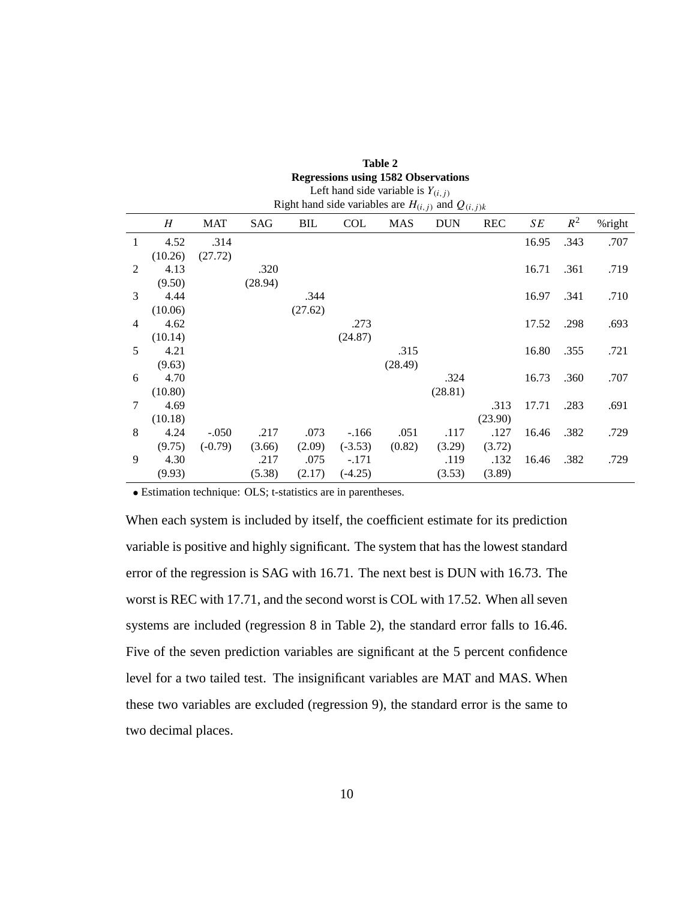**Table 2**
**Regressions using 1582 Observations**
Left hand side variable is $Y_{(i,j)}$
Right hand side variables are $H_{(i,j)}$ and $Q_{(i,j)k}$

| | $H$ | MAT | SAG | BIL | COL | MAS | DUN | REC | $SE$ | $R^2$ | %right |
|---|---|---|---|---|---|---|---|---|---|---|---|
| 1 | 4.52 | .314 | | | | | | | 16.95 | .343 | .707 |
| | (10.26) | (27.72) | | | | | | | | | |
| 2 | 4.13 | | .320 | | | | | | 16.71 | .361 | .719 |
| | (9.50) | | (28.94) | | | | | | | | |
| 3 | 4.44 | | | .344 | | | | | 16.97 | .341 | .710 |
| | (10.06) | | | (27.62) | | | | | | | |
| 4 | 4.62 | | | | .273 | | | | 17.52 | .298 | .693 |
| | (10.14) | | | | (24.87) | | | | | | |
| 5 | 4.21 | | | | | .315 | | | 16.80 | .355 | .721 |
| | (9.63) | | | | | (28.49) | | | | | |
| 6 | 4.70 | | | | | | .324 | | 16.73 | .360 | .707 |
| | (10.80) | | | | | | (28.81) | | | | |
| 7 | 4.69 | | | | | | | .313 | 17.71 | .283 | .691 |
| | (10.18) | | | | | | | (23.90) | | | |
| 8 | 4.24 | -.050 | .217 | .073 | -.166 | .051 | .117 | .127 | 16.46 | .382 | .729 |
| | (9.75) | (-0.79) | (3.66) | (2.09) | (-3.53) | (0.82) | (3.29) | (3.72) | | | |
| 9 | 4.30 | | .217 | .075 | -.171 | | .119 | .132 | 16.46 | .382 | .729 |
| | (9.93) | | (5.38) | (2.17) | (-4.25) | | (3.53) | (3.89) | | | |

• Estimation technique: OLS; t-statistics are in parentheses.

When each system is included by itself, the coefficient estimate for its prediction variable is positive and highly significant. The system that has the lowest standard error of the regression is SAG with 16.71. The next best is DUN with 16.73. The worst is REC with 17.71, and the second worst is COL with 17.52. When all seven systems are included (regression 8 in Table 2), the standard error falls to 16.46. Five of the seven prediction variables are significant at the 5 percent confidence level for a two tailed test. The insignificant variables are MAT and MAS. When these two variables are excluded (regression 9), the standard error is the same to two decimal places.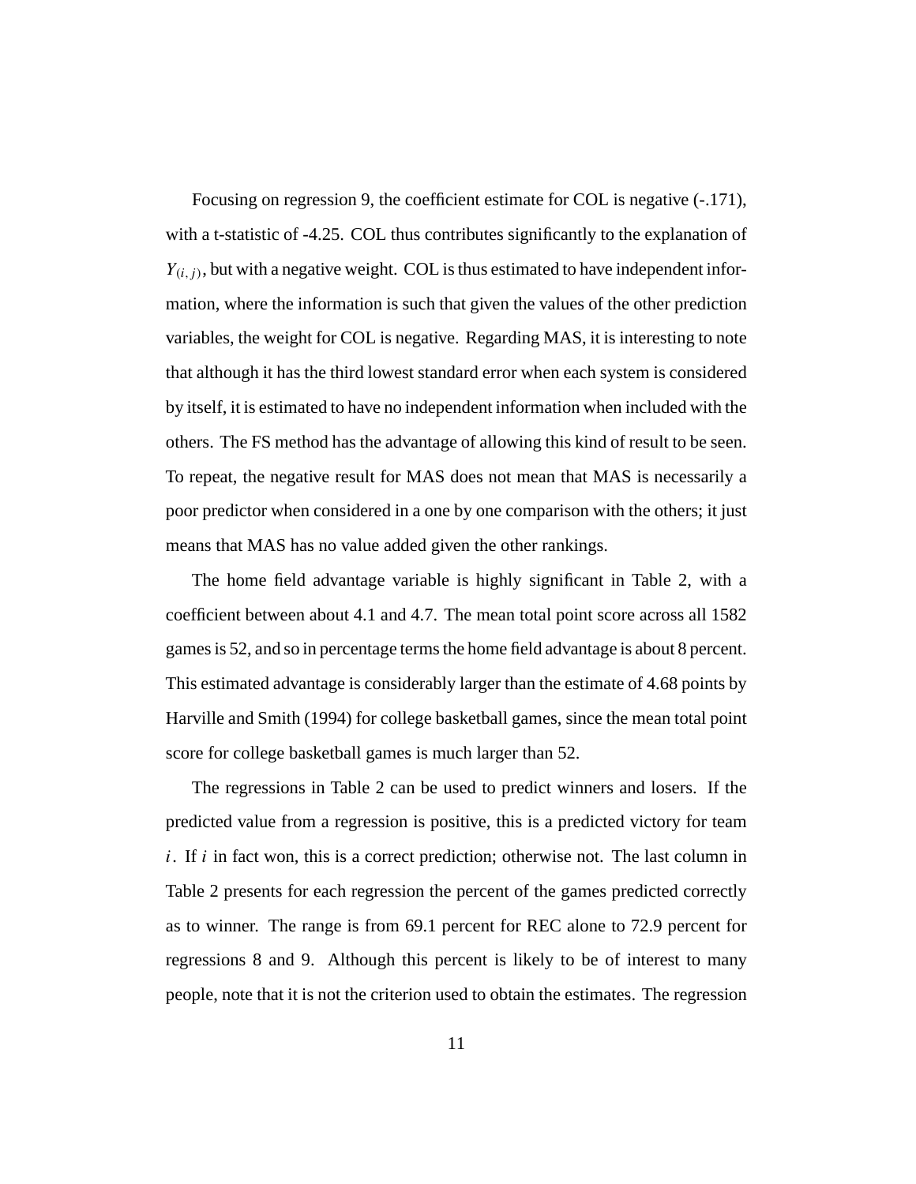Focusing on regression 9, the coefficient estimate for COL is negative (-.171), with a t-statistic of -4.25. COL thus contributes significantly to the explanation of $Y_{(i,j)}$, but with a negative weight. COL is thus estimated to have independent information, where the information is such that given the values of the other prediction variables, the weight for COL is negative. Regarding MAS, it is interesting to note that although it has the third lowest standard error when each system is considered by itself, it is estimated to have no independent information when included with the others. The FS method has the advantage of allowing this kind of result to be seen. To repeat, the negative result for MAS does not mean that MAS is necessarily a poor predictor when considered in a one by one comparison with the others; it just means that MAS has no value added given the other rankings.

The home field advantage variable is highly significant in Table 2, with a coefficient between about 4.1 and 4.7. The mean total point score across all 1582 games is 52, and so in percentage terms the home field advantage is about 8 percent. This estimated advantage is considerably larger than the estimate of 4.68 points by Harville and Smith (1994) for college basketball games, since the mean total point score for college basketball games is much larger than 52.

The regressions in Table 2 can be used to predict winners and losers. If the predicted value from a regression is positive, this is a predicted victory for team $i$. If $i$ in fact won, this is a correct prediction; otherwise not. The last column in Table 2 presents for each regression the percent of the games predicted correctly as to winner. The range is from 69.1 percent for REC alone to 72.9 percent for regressions 8 and 9. Although this percent is likely to be of interest to many people, note that it is not the criterion used to obtain the estimates. The regression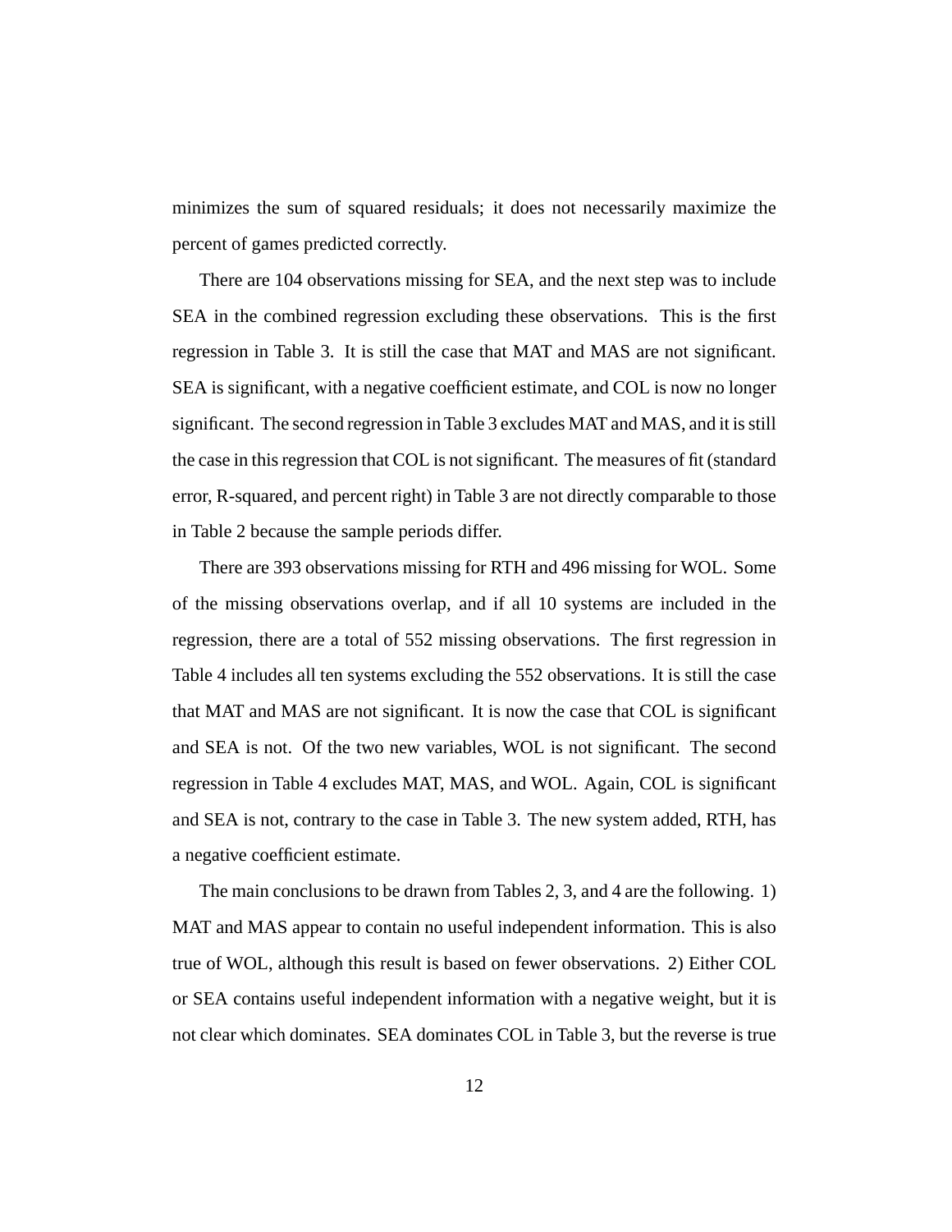minimizes the sum of squared residuals; it does not necessarily maximize the percent of games predicted correctly.

There are 104 observations missing for SEA, and the next step was to include SEA in the combined regression excluding these observations. This is the first regression in Table 3. It is still the case that MAT and MAS are not significant. SEA is significant, with a negative coefficient estimate, and COL is now no longer significant. The second regression in Table 3 excludes MAT and MAS, and it is still the case in this regression that COL is not significant. The measures of fit (standard error, R-squared, and percent right) in Table 3 are not directly comparable to those in Table 2 because the sample periods differ.

There are 393 observations missing for RTH and 496 missing for WOL. Some of the missing observations overlap, and if all 10 systems are included in the regression, there are a total of 552 missing observations. The first regression in Table 4 includes all ten systems excluding the 552 observations. It is still the case that MAT and MAS are not significant. It is now the case that COL is significant and SEA is not. Of the two new variables, WOL is not significant. The second regression in Table 4 excludes MAT, MAS, and WOL. Again, COL is significant and SEA is not, contrary to the case in Table 3. The new system added, RTH, has a negative coefficient estimate.

The main conclusions to be drawn from Tables 2, 3, and 4 are the following. 1) MAT and MAS appear to contain no useful independent information. This is also true of WOL, although this result is based on fewer observations. 2) Either COL or SEA contains useful independent information with a negative weight, but it is not clear which dominates. SEA dominates COL in Table 3, but the reverse is true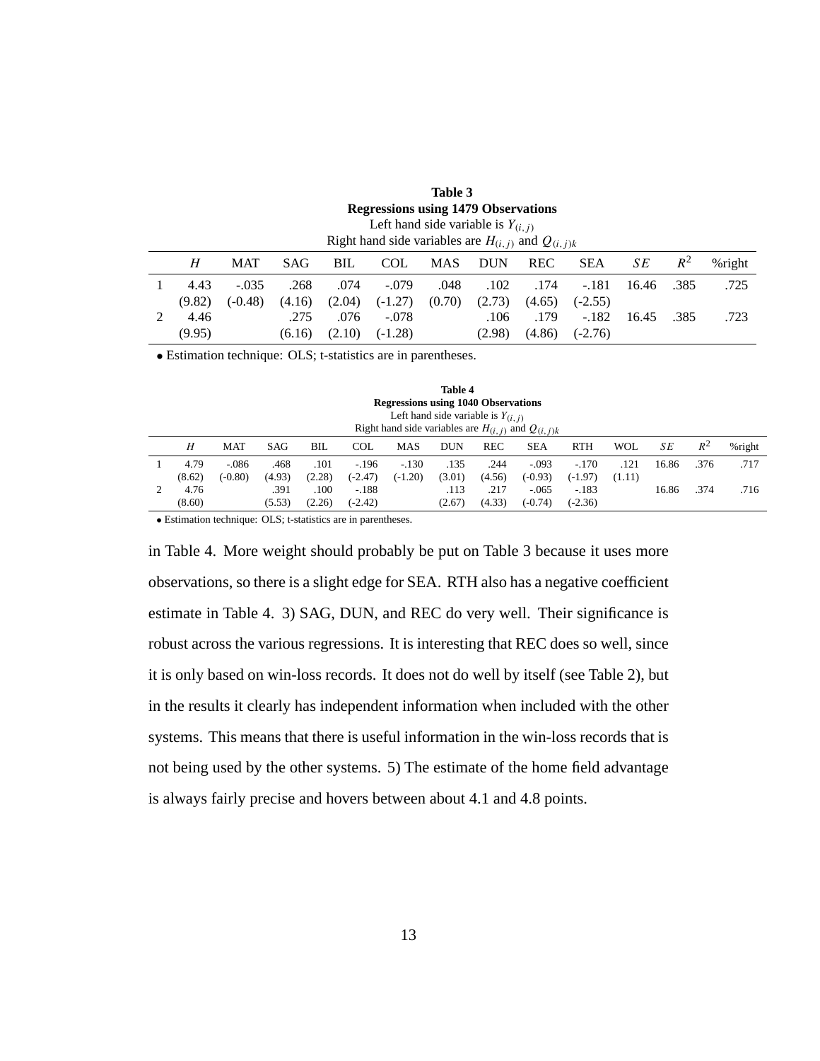**Table 3**
**Regressions using 1479 Observations**
Left hand side variable is $Y_{(i,j)}$
Right hand side variables are $H_{(i,j)}$ and $Q_{(i,j)k}$

| | $H$ | MAT | SAG | BIL | COL | MAS | DUN | REC | SEA | $SE$ | $R^2$ | %right |
|---|---|---|---|---|---|---|---|---|---|---|---|---|
| 1 | 4.43 | -.035 | .268 | .074 | -.079 | .048 | .102 | .174 | -.181 | 16.46 | .385 | .725 |
| | (9.82) | (-0.48) | (4.16) | (2.04) | (-1.27) | (0.70) | (2.73) | (4.65) | (-2.55) | | | |
| 2 | 4.46 | | .275 | .076 | -.078 | | .106 | .179 | -.182 | 16.45 | .385 | .723 |
| | (9.95) | | (6.16) | (2.10) | (-1.28) | | (2.98) | (4.86) | (-2.76) | | | |

• Estimation technique: OLS; t-statistics are in parentheses.

**Table 4**
**Regressions using 1040 Observations**
Left hand side variable is $Y_{(i,j)}$
Right hand side variables are $H_{(i,j)}$ and $Q_{(i,j)k}$

| | $H$ | MAT | SAG | BIL | COL | MAS | DUN | REC | SEA | RTH | WOL | $SE$ | $R^2$ | %right |
|---|---|---|---|---|---|---|---|---|---|---|---|---|---|---|
| 1 | 4.79 | -.086 | .468 | .101 | -.196 | -.130 | .135 | .244 | -.093 | -.170 | .121 | 16.86 | .376 | .717 |
| | (8.62) | (-0.80) | (4.93) | (2.28) | (-2.47) | (-1.20) | (3.01) | (4.56) | (-0.93) | (-1.97) | (1.11) | | | |
| 2 | 4.76 | | .391 | .100 | -.188 | | .113 | .217 | -.065 | -.183 | | 16.86 | .374 | .716 |
| | (8.60) | | (5.53) | (2.26) | (-2.42) | | (2.67) | (4.33) | (-0.74) | (-2.36) | | | | |

• Estimation technique: OLS; t-statistics are in parentheses.

in Table 4. More weight should probably be put on Table 3 because it uses more observations, so there is a slight edge for SEA. RTH also has a negative coefficient estimate in Table 4. 3) SAG, DUN, and REC do very well. Their significance is robust across the various regressions. It is interesting that REC does so well, since it is only based on win-loss records. It does not do well by itself (see Table 2), but in the results it clearly has independent information when included with the other systems. This means that there is useful information in the win-loss records that is not being used by the other systems. 5) The estimate of the home field advantage is always fairly precise and hovers between about 4.1 and 4.8 points.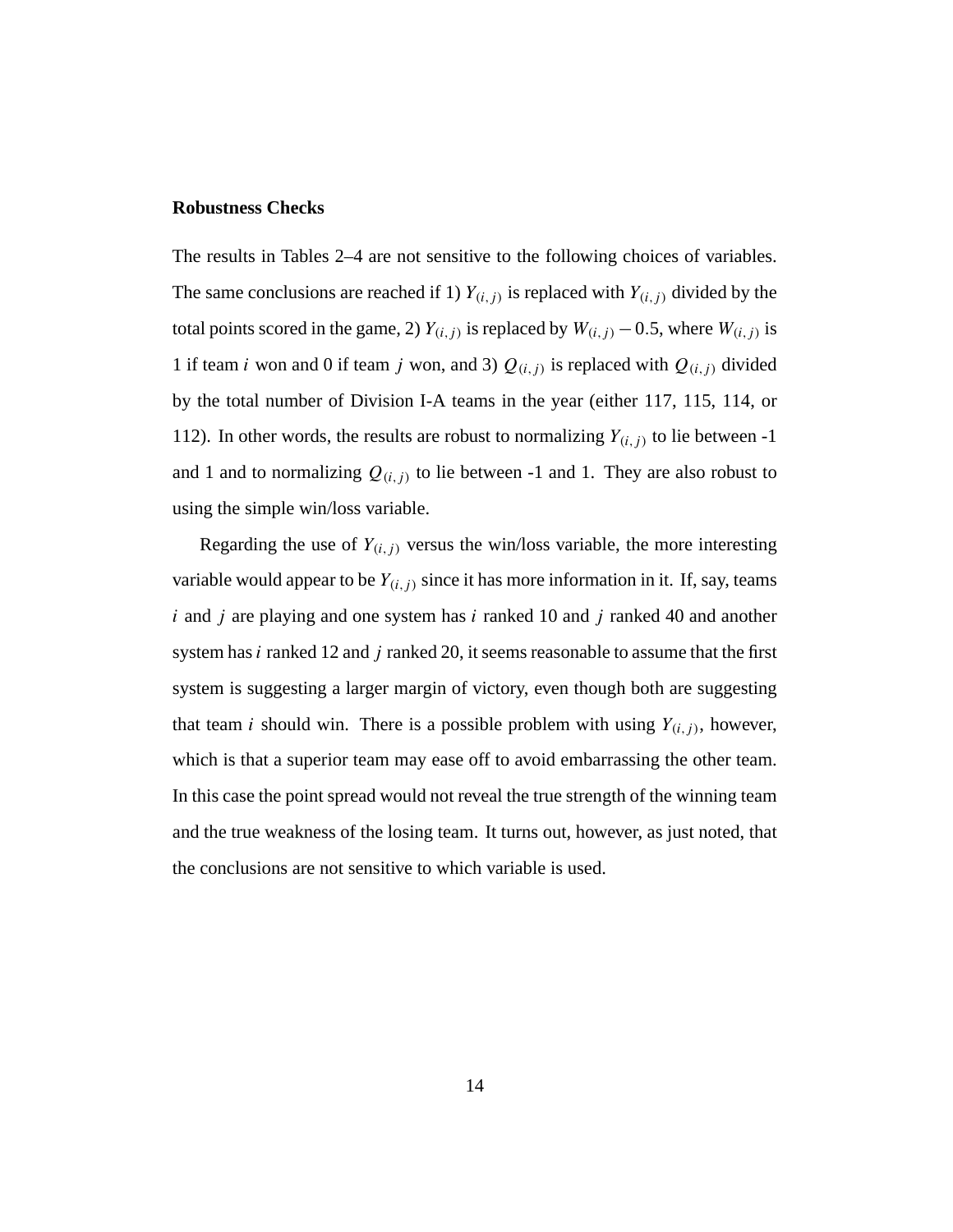**Robustness Checks**

The results in Tables 2–4 are not sensitive to the following choices of variables. The same conclusions are reached if 1) $Y_{(i,j)}$ is replaced with $Y_{(i,j)}$ divided by the total points scored in the game, 2) $Y_{(i,j)}$ is replaced by $W_{(i,j)} - 0.5$, where $W_{(i,j)}$ is 1 if team $i$ won and 0 if team $j$ won, and 3) $Q_{(i,j)}$ is replaced with $Q_{(i,j)}$ divided by the total number of Division I-A teams in the year (either 117, 115, 114, or 112). In other words, the results are robust to normalizing $Y_{(i,j)}$ to lie between -1 and 1 and to normalizing $Q_{(i,j)}$ to lie between -1 and 1. They are also robust to using the simple win/loss variable.

Regarding the use of $Y_{(i,j)}$ versus the win/loss variable, the more interesting variable would appear to be $Y_{(i,j)}$ since it has more information in it. If, say, teams $i$ and $j$ are playing and one system has $i$ ranked 10 and $j$ ranked 40 and another system has $i$ ranked 12 and $j$ ranked 20, it seems reasonable to assume that the first system is suggesting a larger margin of victory, even though both are suggesting that team $i$ should win. There is a possible problem with using $Y_{(i,j)}$, however, which is that a superior team may ease off to avoid embarrassing the other team. In this case the point spread would not reveal the true strength of the winning team and the true weakness of the losing team. It turns out, however, as just noted, that the conclusions are not sensitive to which variable is used.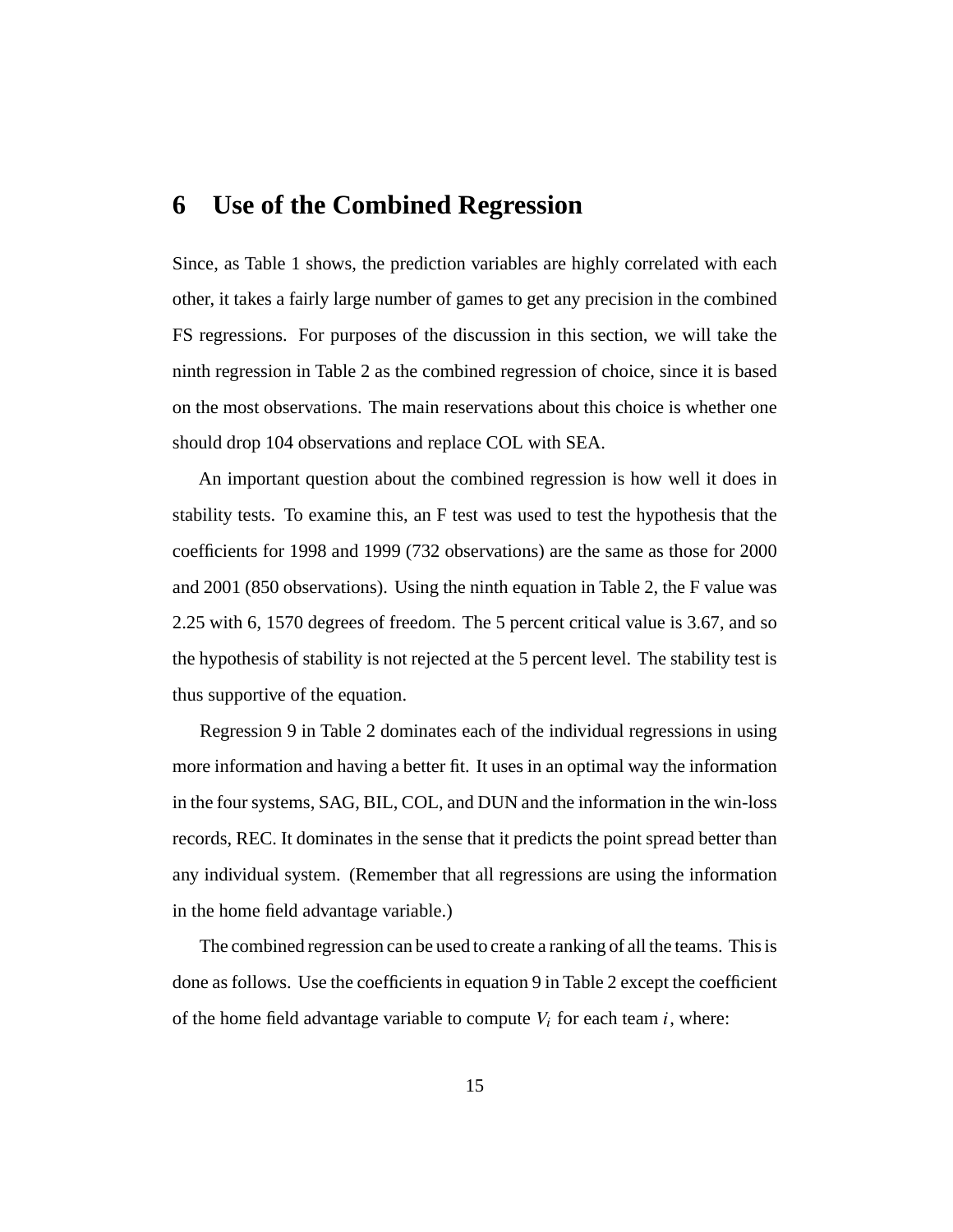## 6 Use of the Combined Regression

Since, as Table 1 shows, the prediction variables are highly correlated with each other, it takes a fairly large number of games to get any precision in the combined FS regressions. For purposes of the discussion in this section, we will take the ninth regression in Table 2 as the combined regression of choice, since it is based on the most observations. The main reservations about this choice is whether one should drop 104 observations and replace COL with SEA.

An important question about the combined regression is how well it does in stability tests. To examine this, an F test was used to test the hypothesis that the coefficients for 1998 and 1999 (732 observations) are the same as those for 2000 and 2001 (850 observations). Using the ninth equation in Table 2, the F value was 2.25 with 6, 1570 degrees of freedom. The 5 percent critical value is 3.67, and so the hypothesis of stability is not rejected at the 5 percent level. The stability test is thus supportive of the equation.

Regression 9 in Table 2 dominates each of the individual regressions in using more information and having a better fit. It uses in an optimal way the information in the four systems, SAG, BIL, COL, and DUN and the information in the win-loss records, REC. It dominates in the sense that it predicts the point spread better than any individual system. (Remember that all regressions are using the information in the home field advantage variable.)

The combined regression can be used to create a ranking of all the teams. This is done as follows. Use the coefficients in equation 9 in Table 2 except the coefficient of the home field advantage variable to compute $V_i$ for each team $i$, where: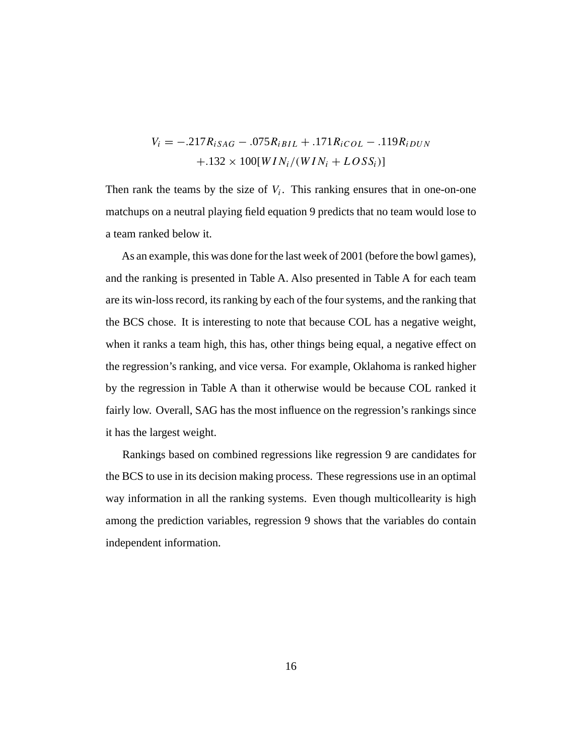$$V_i = -.217R_{iSAG} - .075R_{iBIL} + .171R_{iCOL} - .119R_{iDUN}$$
$$+.132 \times 100[WIN_i/(WIN_i + LOSS_i)]$$

Then rank the teams by the size of $V_i$. This ranking ensures that in one-on-one matchups on a neutral playing field equation 9 predicts that no team would lose to a team ranked below it.

As an example, this was done for the last week of 2001 (before the bowl games), and the ranking is presented in Table A. Also presented in Table A for each team are its win-loss record, its ranking by each of the four systems, and the ranking that the BCS chose. It is interesting to note that because COL has a negative weight, when it ranks a team high, this has, other things being equal, a negative effect on the regression's ranking, and vice versa. For example, Oklahoma is ranked higher by the regression in Table A than it otherwise would be because COL ranked it fairly low. Overall, SAG has the most influence on the regression's rankings since it has the largest weight.

Rankings based on combined regressions like regression 9 are candidates for the BCS to use in its decision making process. These regressions use in an optimal way information in all the ranking systems. Even though multicollearity is high among the prediction variables, regression 9 shows that the variables do contain independent information.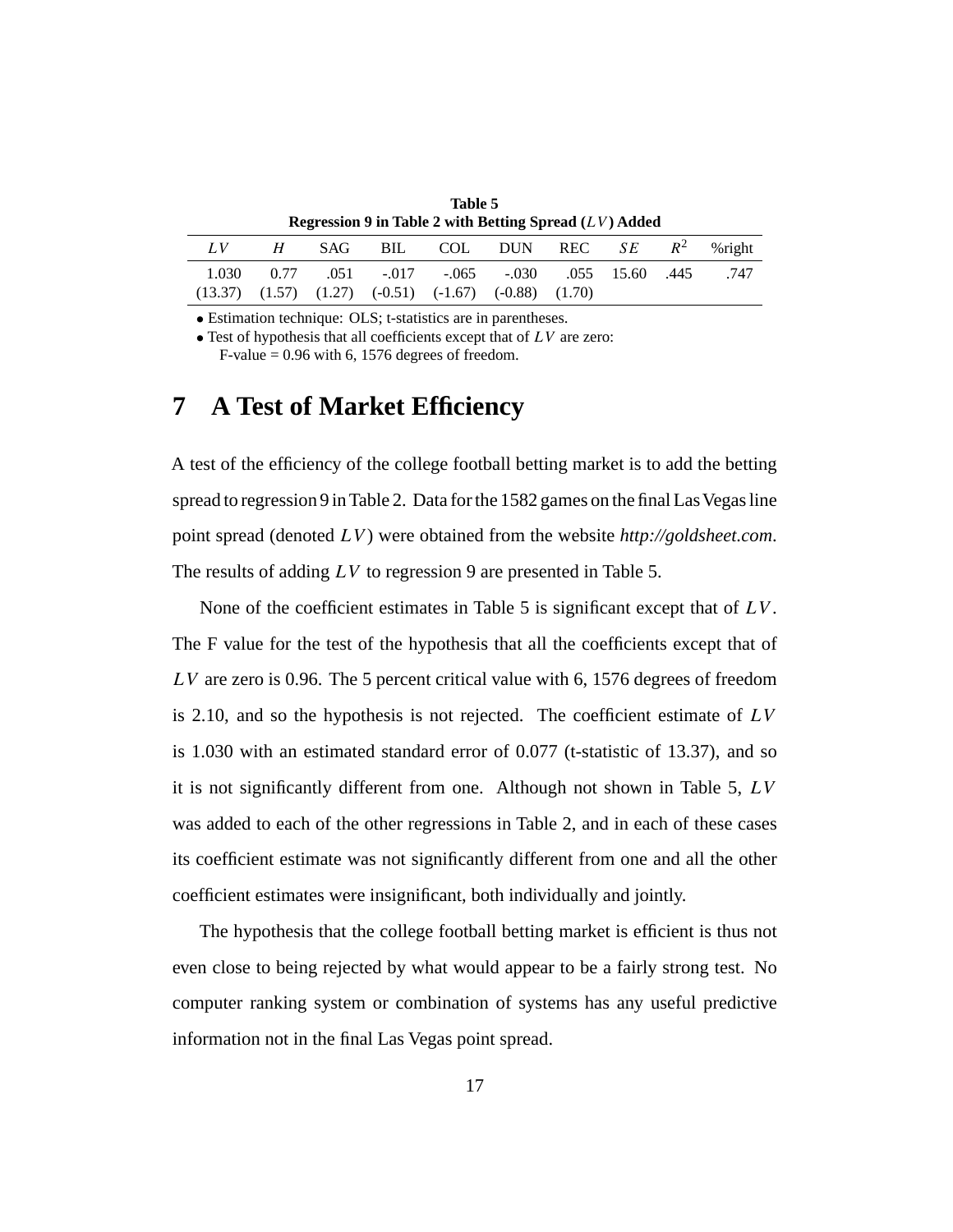**Table 5**
**Regression 9 in Table 2 with Betting Spread ($LV$) Added**

| $LV$ | $H$ | SAG | BIL | COL | DUN | REC | $SE$ | $R^2$ | %right |
|---|---|---|---|---|---|---|---|---|---|
| 1.030 | 0.77 | .051 | -.017 | -.065 | -.030 | .055 | 15.60 | .445 | .747 |
| (13.37) | (1.57) | (1.27) | (-0.51) | (-1.67) | (-0.88) | (1.70) | | | |

- Estimation technique: OLS; t-statistics are in parentheses.
- Test of hypothesis that all coefficients except that of $LV$ are zero:
  F-value = 0.96 with 6, 1576 degrees of freedom.

# 7 A Test of Market Efficiency

A test of the efficiency of the college football betting market is to add the betting spread to regression 9 in Table 2. Data for the 1582 games on the final Las Vegas line point spread (denoted $LV$) were obtained from the website *http://goldsheet.com*. The results of adding $LV$ to regression 9 are presented in Table 5.

None of the coefficient estimates in Table 5 is significant except that of $LV$. The F value for the test of the hypothesis that all the coefficients except that of $LV$ are zero is 0.96. The 5 percent critical value with 6, 1576 degrees of freedom is 2.10, and so the hypothesis is not rejected. The coefficient estimate of $LV$ is 1.030 with an estimated standard error of 0.077 (t-statistic of 13.37), and so it is not significantly different from one. Although not shown in Table 5, $LV$ was added to each of the other regressions in Table 2, and in each of these cases its coefficient estimate was not significantly different from one and all the other coefficient estimates were insignificant, both individually and jointly.

The hypothesis that the college football betting market is efficient is thus not even close to being rejected by what would appear to be a fairly strong test. No computer ranking system or combination of systems has any useful predictive information not in the final Las Vegas point spread.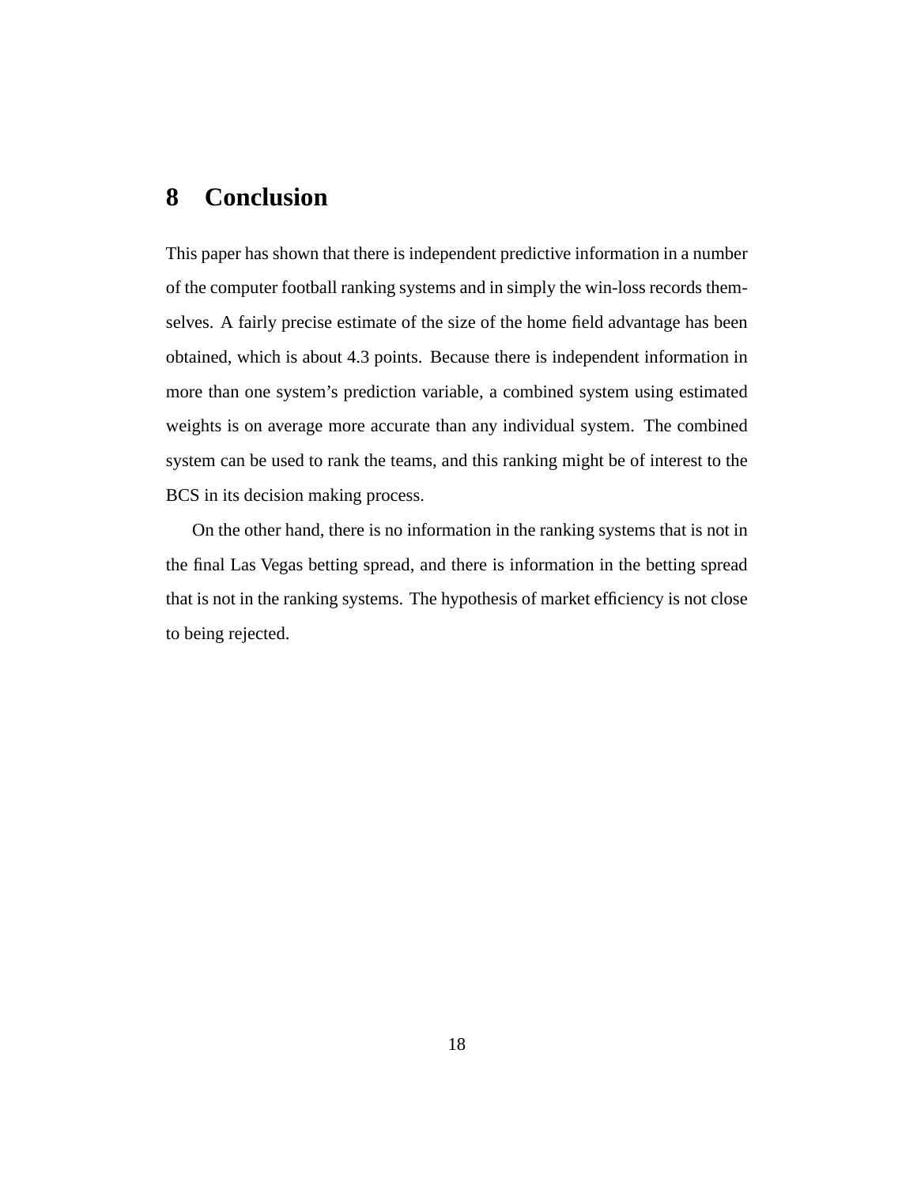# 8 Conclusion

This paper has shown that there is independent predictive information in a number of the computer football ranking systems and in simply the win-loss records themselves. A fairly precise estimate of the size of the home field advantage has been obtained, which is about 4.3 points. Because there is independent information in more than one system's prediction variable, a combined system using estimated weights is on average more accurate than any individual system. The combined system can be used to rank the teams, and this ranking might be of interest to the BCS in its decision making process.

On the other hand, there is no information in the ranking systems that is not in the final Las Vegas betting spread, and there is information in the betting spread that is not in the ranking systems. The hypothesis of market efficiency is not close to being rejected.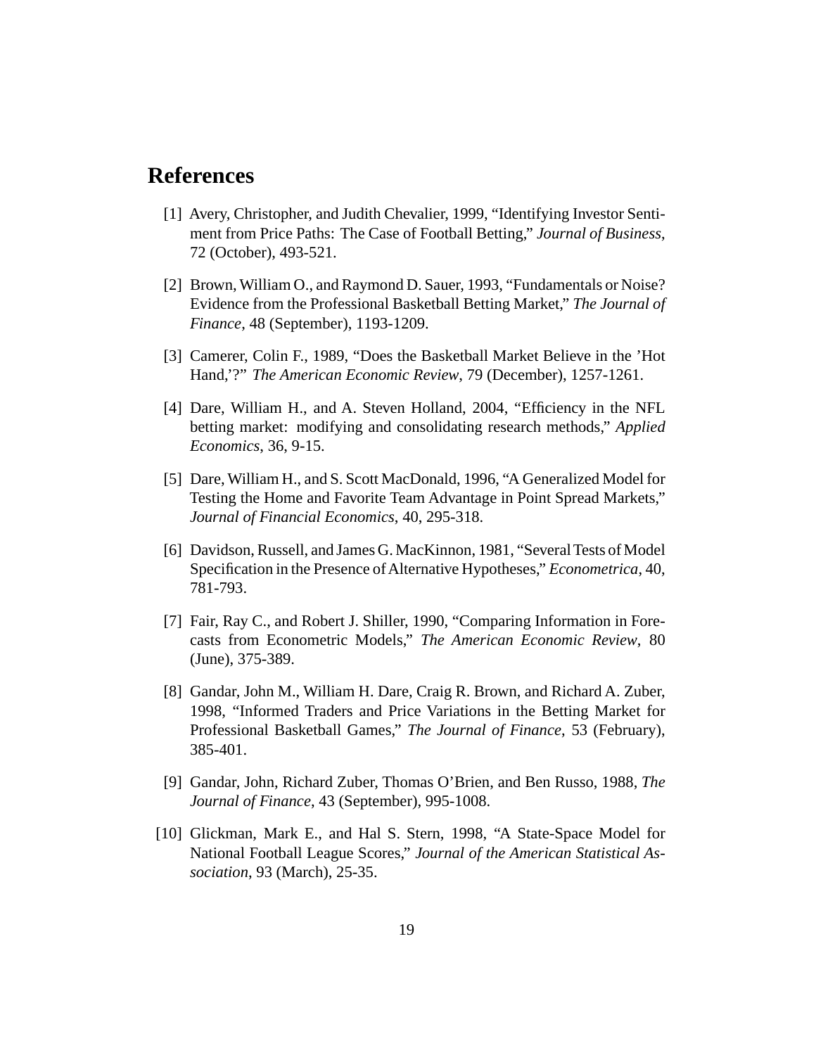## References

[1] Avery, Christopher, and Judith Chevalier, 1999, "Identifying Investor Sentiment from Price Paths: The Case of Football Betting," *Journal of Business*, 72 (October), 493-521.

[2] Brown, William O., and Raymond D. Sauer, 1993, "Fundamentals or Noise? Evidence from the Professional Basketball Betting Market," *The Journal of Finance*, 48 (September), 1193-1209.

[3] Camerer, Colin F., 1989, "Does the Basketball Market Believe in the 'Hot Hand,'?" *The American Economic Review*, 79 (December), 1257-1261.

[4] Dare, William H., and A. Steven Holland, 2004, "Efficiency in the NFL betting market: modifying and consolidating research methods," *Applied Economics*, 36, 9-15.

[5] Dare, William H., and S. Scott MacDonald, 1996, "A Generalized Model for Testing the Home and Favorite Team Advantage in Point Spread Markets," *Journal of Financial Economics*, 40, 295-318.

[6] Davidson, Russell, and James G. MacKinnon, 1981, "Several Tests of Model Specification in the Presence of Alternative Hypotheses," *Econometrica*, 40, 781-793.

[7] Fair, Ray C., and Robert J. Shiller, 1990, "Comparing Information in Forecasts from Econometric Models," *The American Economic Review*, 80 (June), 375-389.

[8] Gandar, John M., William H. Dare, Craig R. Brown, and Richard A. Zuber, 1998, "Informed Traders and Price Variations in the Betting Market for Professional Basketball Games," *The Journal of Finance*, 53 (February), 385-401.

[9] Gandar, John, Richard Zuber, Thomas O'Brien, and Ben Russo, 1988, *The Journal of Finance*, 43 (September), 995-1008.

[10] Glickman, Mark E., and Hal S. Stern, 1998, "A State-Space Model for National Football League Scores," *Journal of the American Statistical Association*, 93 (March), 25-35.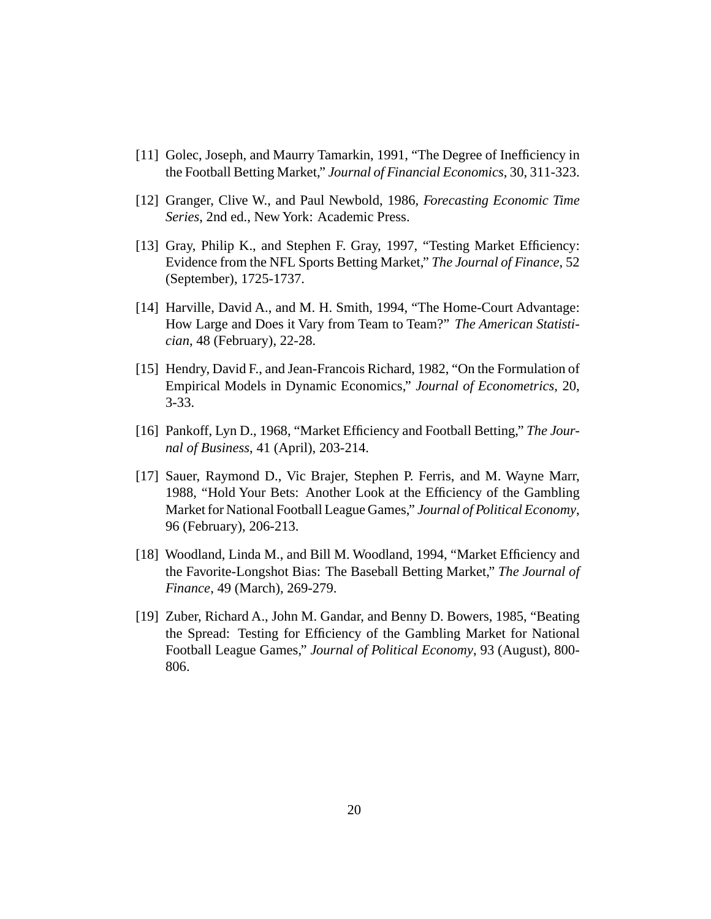[11] Golec, Joseph, and Maurry Tamarkin, 1991, "The Degree of Inefficiency in the Football Betting Market," *Journal of Financial Economics*, 30, 311-323.

[12] Granger, Clive W., and Paul Newbold, 1986, *Forecasting Economic Time Series*, 2nd ed., New York: Academic Press.

[13] Gray, Philip K., and Stephen F. Gray, 1997, "Testing Market Efficiency: Evidence from the NFL Sports Betting Market," *The Journal of Finance*, 52 (September), 1725-1737.

[14] Harville, David A., and M. H. Smith, 1994, "The Home-Court Advantage: How Large and Does it Vary from Team to Team?" *The American Statistician*, 48 (February), 22-28.

[15] Hendry, David F., and Jean-Francois Richard, 1982, "On the Formulation of Empirical Models in Dynamic Economics," *Journal of Econometrics*, 20, 3-33.

[16] Pankoff, Lyn D., 1968, "Market Efficiency and Football Betting," *The Journal of Business*, 41 (April), 203-214.

[17] Sauer, Raymond D., Vic Brajer, Stephen P. Ferris, and M. Wayne Marr, 1988, "Hold Your Bets: Another Look at the Efficiency of the Gambling Market for National Football League Games," *Journal of Political Economy*, 96 (February), 206-213.

[18] Woodland, Linda M., and Bill M. Woodland, 1994, "Market Efficiency and the Favorite-Longshot Bias: The Baseball Betting Market," *The Journal of Finance*, 49 (March), 269-279.

[19] Zuber, Richard A., John M. Gandar, and Benny D. Bowers, 1985, "Beating the Spread: Testing for Efficiency of the Gambling Market for National Football League Games," *Journal of Political Economy*, 93 (August), 800-806.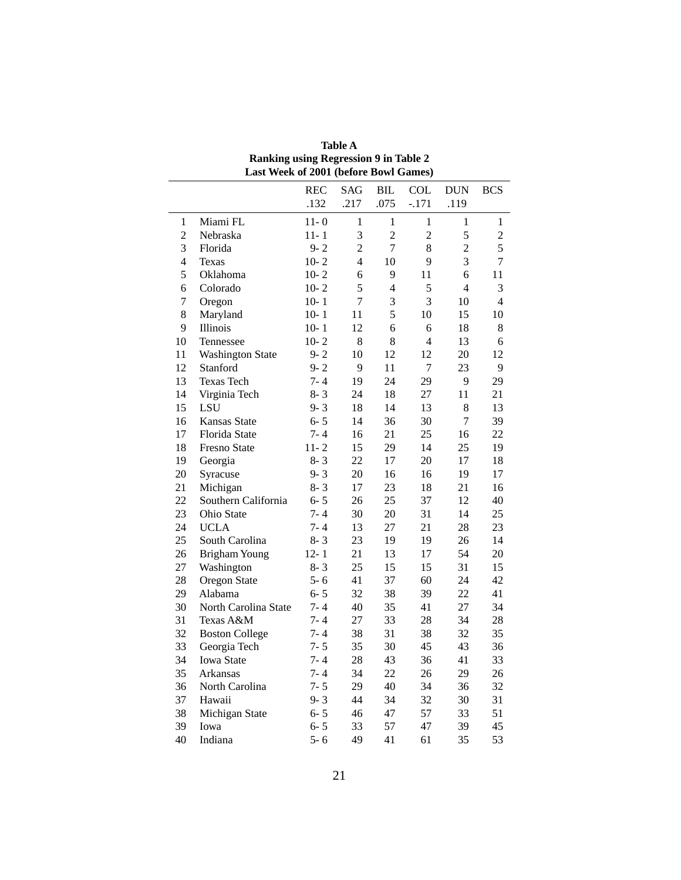**Table A**
**Ranking using Regression 9 in Table 2**
**Last Week of 2001 (before Bowl Games)**

| | | REC .132 | SAG .217 | BIL .075 | COL -.171 | DUN .119 | BCS |
|---|---|---|---|---|---|---|---|
| 1 | Miami FL | 11- 0 | 1 | 1 | 1 | 1 | 1 |
| 2 | Nebraska | 11- 1 | 3 | 2 | 2 | 5 | 2 |
| 3 | Florida | 9- 2 | 2 | 7 | 8 | 2 | 5 |
| 4 | Texas | 10- 2 | 4 | 10 | 9 | 3 | 7 |
| 5 | Oklahoma | 10- 2 | 6 | 9 | 11 | 6 | 11 |
| 6 | Colorado | 10- 2 | 5 | 4 | 5 | 4 | 3 |
| 7 | Oregon | 10- 1 | 7 | 3 | 3 | 10 | 4 |
| 8 | Maryland | 10- 1 | 11 | 5 | 10 | 15 | 10 |
| 9 | Illinois | 10- 1 | 12 | 6 | 6 | 18 | 8 |
| 10 | Tennessee | 10- 2 | 8 | 8 | 4 | 13 | 6 |
| 11 | Washington State | 9- 2 | 10 | 12 | 12 | 20 | 12 |
| 12 | Stanford | 9- 2 | 9 | 11 | 7 | 23 | 9 |
| 13 | Texas Tech | 7- 4 | 19 | 24 | 29 | 9 | 29 |
| 14 | Virginia Tech | 8- 3 | 24 | 18 | 27 | 11 | 21 |
| 15 | LSU | 9- 3 | 18 | 14 | 13 | 8 | 13 |
| 16 | Kansas State | 6- 5 | 14 | 36 | 30 | 7 | 39 |
| 17 | Florida State | 7- 4 | 16 | 21 | 25 | 16 | 22 |
| 18 | Fresno State | 11- 2 | 15 | 29 | 14 | 25 | 19 |
| 19 | Georgia | 8- 3 | 22 | 17 | 20 | 17 | 18 |
| 20 | Syracuse | 9- 3 | 20 | 16 | 16 | 19 | 17 |
| 21 | Michigan | 8- 3 | 17 | 23 | 18 | 21 | 16 |
| 22 | Southern California | 6- 5 | 26 | 25 | 37 | 12 | 40 |
| 23 | Ohio State | 7- 4 | 30 | 20 | 31 | 14 | 25 |
| 24 | UCLA | 7- 4 | 13 | 27 | 21 | 28 | 23 |
| 25 | South Carolina | 8- 3 | 23 | 19 | 19 | 26 | 14 |
| 26 | Brigham Young | 12- 1 | 21 | 13 | 17 | 54 | 20 |
| 27 | Washington | 8- 3 | 25 | 15 | 15 | 31 | 15 |
| 28 | Oregon State | 5- 6 | 41 | 37 | 60 | 24 | 42 |
| 29 | Alabama | 6- 5 | 32 | 38 | 39 | 22 | 41 |
| 30 | North Carolina State | 7- 4 | 40 | 35 | 41 | 27 | 34 |
| 31 | Texas A&M | 7- 4 | 27 | 33 | 28 | 34 | 28 |
| 32 | Boston College | 7- 4 | 38 | 31 | 38 | 32 | 35 |
| 33 | Georgia Tech | 7- 5 | 35 | 30 | 45 | 43 | 36 |
| 34 | Iowa State | 7- 4 | 28 | 43 | 36 | 41 | 33 |
| 35 | Arkansas | 7- 4 | 34 | 22 | 26 | 29 | 26 |
| 36 | North Carolina | 7- 5 | 29 | 40 | 34 | 36 | 32 |
| 37 | Hawaii | 9- 3 | 44 | 34 | 32 | 30 | 31 |
| 38 | Michigan State | 6- 5 | 46 | 47 | 57 | 33 | 51 |
| 39 | Iowa | 6- 5 | 33 | 57 | 47 | 39 | 45 |
| 40 | Indiana | 5- 6 | 49 | 41 | 61 | 35 | 53 |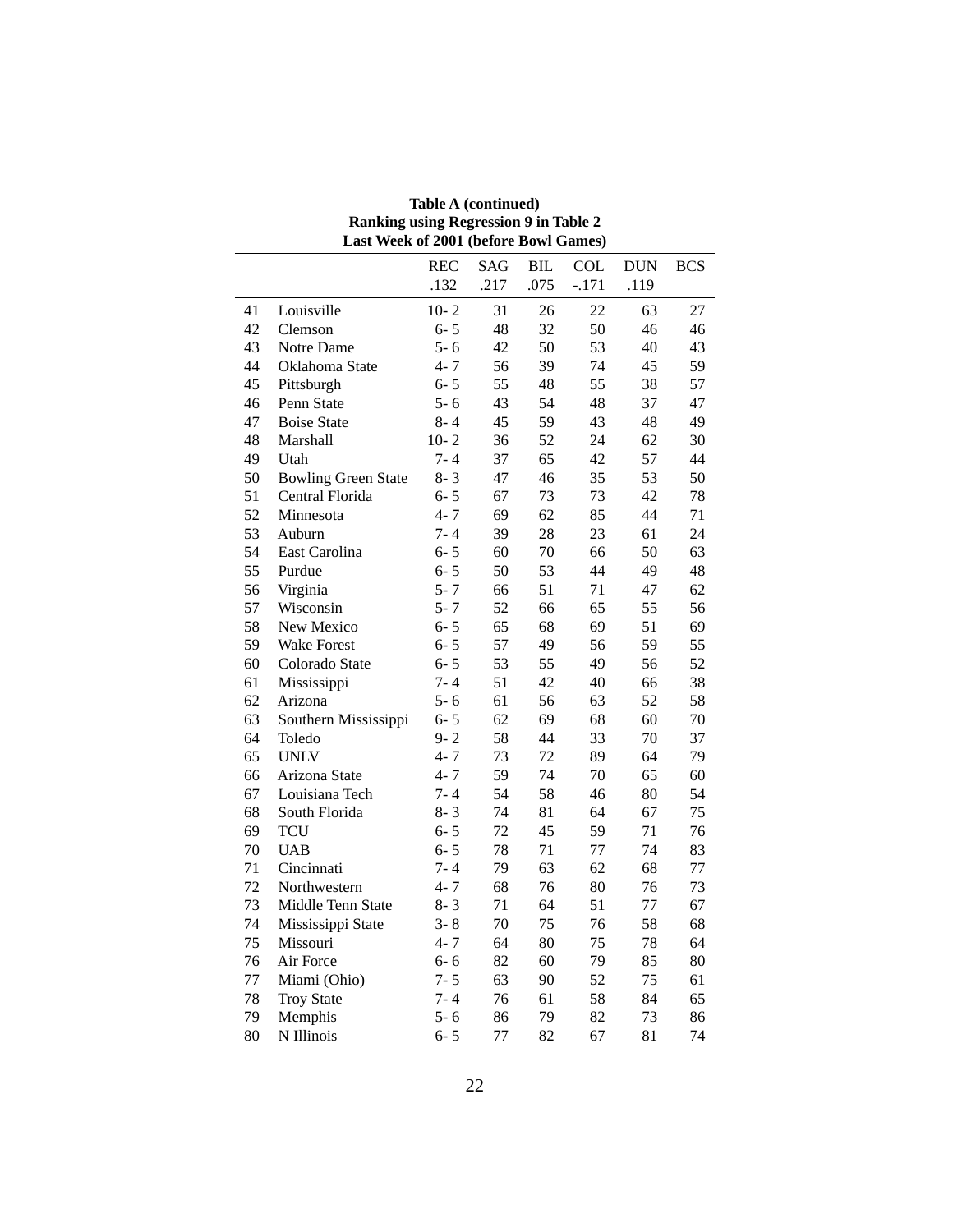**Table A (continued)**
**Ranking using Regression 9 in Table 2**
**Last Week of 2001 (before Bowl Games)**

| | | REC<br>.132 | SAG<br>.217 | BIL<br>.075 | COL<br>-.171 | DUN<br>.119 | BCS |
|---|---|---|---|---|---|---|---|
| 41 | Louisville | 10- 2 | 31 | 26 | 22 | 63 | 27 |
| 42 | Clemson | 6- 5 | 48 | 32 | 50 | 46 | 46 |
| 43 | Notre Dame | 5- 6 | 42 | 50 | 53 | 40 | 43 |
| 44 | Oklahoma State | 4- 7 | 56 | 39 | 74 | 45 | 59 |
| 45 | Pittsburgh | 6- 5 | 55 | 48 | 55 | 38 | 57 |
| 46 | Penn State | 5- 6 | 43 | 54 | 48 | 37 | 47 |
| 47 | Boise State | 8- 4 | 45 | 59 | 43 | 48 | 49 |
| 48 | Marshall | 10- 2 | 36 | 52 | 24 | 62 | 30 |
| 49 | Utah | 7- 4 | 37 | 65 | 42 | 57 | 44 |
| 50 | Bowling Green State | 8- 3 | 47 | 46 | 35 | 53 | 50 |
| 51 | Central Florida | 6- 5 | 67 | 73 | 73 | 42 | 78 |
| 52 | Minnesota | 4- 7 | 69 | 62 | 85 | 44 | 71 |
| 53 | Auburn | 7- 4 | 39 | 28 | 23 | 61 | 24 |
| 54 | East Carolina | 6- 5 | 60 | 70 | 66 | 50 | 63 |
| 55 | Purdue | 6- 5 | 50 | 53 | 44 | 49 | 48 |
| 56 | Virginia | 5- 7 | 66 | 51 | 71 | 47 | 62 |
| 57 | Wisconsin | 5- 7 | 52 | 66 | 65 | 55 | 56 |
| 58 | New Mexico | 6- 5 | 65 | 68 | 69 | 51 | 69 |
| 59 | Wake Forest | 6- 5 | 57 | 49 | 56 | 59 | 55 |
| 60 | Colorado State | 6- 5 | 53 | 55 | 49 | 56 | 52 |
| 61 | Mississippi | 7- 4 | 51 | 42 | 40 | 66 | 38 |
| 62 | Arizona | 5- 6 | 61 | 56 | 63 | 52 | 58 |
| 63 | Southern Mississippi | 6- 5 | 62 | 69 | 68 | 60 | 70 |
| 64 | Toledo | 9- 2 | 58 | 44 | 33 | 70 | 37 |
| 65 | UNLV | 4- 7 | 73 | 72 | 89 | 64 | 79 |
| 66 | Arizona State | 4- 7 | 59 | 74 | 70 | 65 | 60 |
| 67 | Louisiana Tech | 7- 4 | 54 | 58 | 46 | 80 | 54 |
| 68 | South Florida | 8- 3 | 74 | 81 | 64 | 67 | 75 |
| 69 | TCU | 6- 5 | 72 | 45 | 59 | 71 | 76 |
| 70 | UAB | 6- 5 | 78 | 71 | 77 | 74 | 83 |
| 71 | Cincinnati | 7- 4 | 79 | 63 | 62 | 68 | 77 |
| 72 | Northwestern | 4- 7 | 68 | 76 | 80 | 76 | 73 |
| 73 | Middle Tenn State | 8- 3 | 71 | 64 | 51 | 77 | 67 |
| 74 | Mississippi State | 3- 8 | 70 | 75 | 76 | 58 | 68 |
| 75 | Missouri | 4- 7 | 64 | 80 | 75 | 78 | 64 |
| 76 | Air Force | 6- 6 | 82 | 60 | 79 | 85 | 80 |
| 77 | Miami (Ohio) | 7- 5 | 63 | 90 | 52 | 75 | 61 |
| 78 | Troy State | 7- 4 | 76 | 61 | 58 | 84 | 65 |
| 79 | Memphis | 5- 6 | 86 | 79 | 82 | 73 | 86 |
| 80 | N Illinois | 6- 5 | 77 | 82 | 67 | 81 | 74 |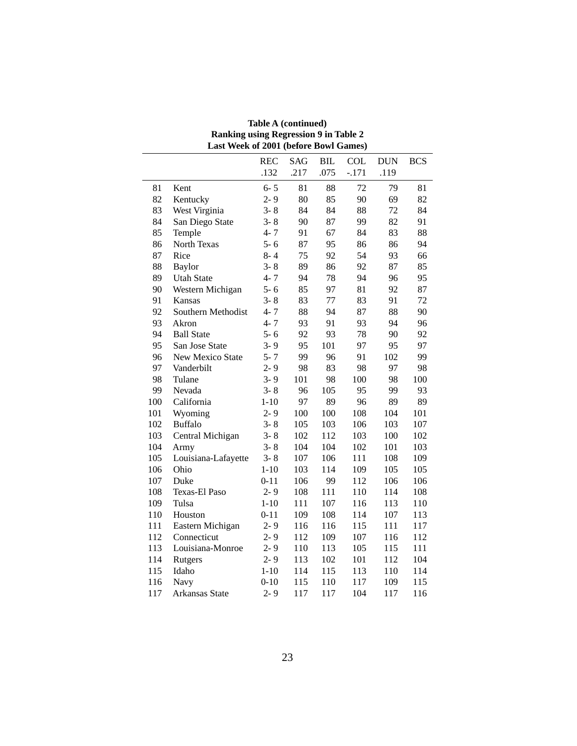**Table A (continued)**
**Ranking using Regression 9 in Table 2**
**Last Week of 2001 (before Bowl Games)**

| | | REC | SAG | BIL | COL | DUN | BCS |
|---|---|---|---|---|---|---|---|
| | | .132 | .217 | .075 | -.171 | .119 | |
| 81 | Kent | 6- 5 | 81 | 88 | 72 | 79 | 81 |
| 82 | Kentucky | 2- 9 | 80 | 85 | 90 | 69 | 82 |
| 83 | West Virginia | 3- 8 | 84 | 84 | 88 | 72 | 84 |
| 84 | San Diego State | 3- 8 | 90 | 87 | 99 | 82 | 91 |
| 85 | Temple | 4- 7 | 91 | 67 | 84 | 83 | 88 |
| 86 | North Texas | 5- 6 | 87 | 95 | 86 | 86 | 94 |
| 87 | Rice | 8- 4 | 75 | 92 | 54 | 93 | 66 |
| 88 | Baylor | 3- 8 | 89 | 86 | 92 | 87 | 85 |
| 89 | Utah State | 4- 7 | 94 | 78 | 94 | 96 | 95 |
| 90 | Western Michigan | 5- 6 | 85 | 97 | 81 | 92 | 87 |
| 91 | Kansas | 3- 8 | 83 | 77 | 83 | 91 | 72 |
| 92 | Southern Methodist | 4- 7 | 88 | 94 | 87 | 88 | 90 |
| 93 | Akron | 4- 7 | 93 | 91 | 93 | 94 | 96 |
| 94 | Ball State | 5- 6 | 92 | 93 | 78 | 90 | 92 |
| 95 | San Jose State | 3- 9 | 95 | 101 | 97 | 95 | 97 |
| 96 | New Mexico State | 5- 7 | 99 | 96 | 91 | 102 | 99 |
| 97 | Vanderbilt | 2- 9 | 98 | 83 | 98 | 97 | 98 |
| 98 | Tulane | 3- 9 | 101 | 98 | 100 | 98 | 100 |
| 99 | Nevada | 3- 8 | 96 | 105 | 95 | 99 | 93 |
| 100 | California | 1-10 | 97 | 89 | 96 | 89 | 89 |
| 101 | Wyoming | 2- 9 | 100 | 100 | 108 | 104 | 101 |
| 102 | Buffalo | 3- 8 | 105 | 103 | 106 | 103 | 107 |
| 103 | Central Michigan | 3- 8 | 102 | 112 | 103 | 100 | 102 |
| 104 | Army | 3- 8 | 104 | 104 | 102 | 101 | 103 |
| 105 | Louisiana-Lafayette | 3- 8 | 107 | 106 | 111 | 108 | 109 |
| 106 | Ohio | 1-10 | 103 | 114 | 109 | 105 | 105 |
| 107 | Duke | 0-11 | 106 | 99 | 112 | 106 | 106 |
| 108 | Texas-El Paso | 2- 9 | 108 | 111 | 110 | 114 | 108 |
| 109 | Tulsa | 1-10 | 111 | 107 | 116 | 113 | 110 |
| 110 | Houston | 0-11 | 109 | 108 | 114 | 107 | 113 |
| 111 | Eastern Michigan | 2- 9 | 116 | 116 | 115 | 111 | 117 |
| 112 | Connecticut | 2- 9 | 112 | 109 | 107 | 116 | 112 |
| 113 | Louisiana-Monroe | 2- 9 | 110 | 113 | 105 | 115 | 111 |
| 114 | Rutgers | 2- 9 | 113 | 102 | 101 | 112 | 104 |
| 115 | Idaho | 1-10 | 114 | 115 | 113 | 110 | 114 |
| 116 | Navy | 0-10 | 115 | 110 | 117 | 109 | 115 |
| 117 | Arkansas State | 2- 9 | 117 | 117 | 104 | 117 | 116 |